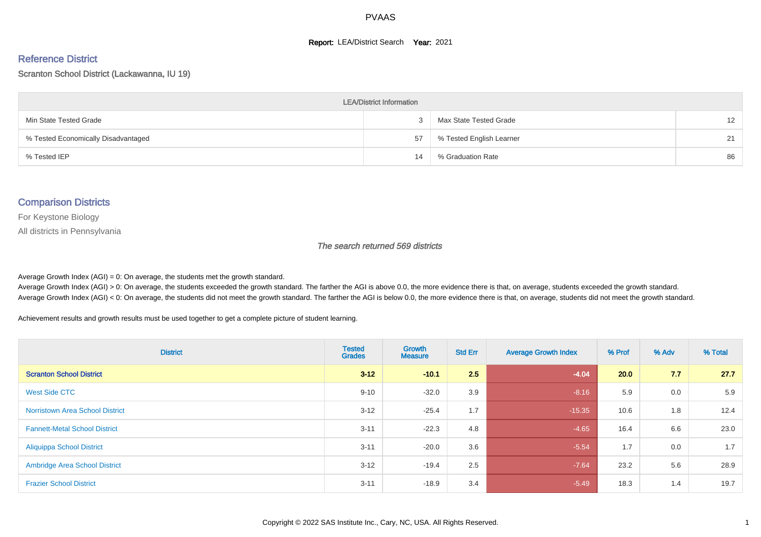# PVAAS

**Report:** LEA/District Search **Year:** 2021

## Reference District

Scranton School District (Lackawanna, IU 19)

| LEA/District Information | | | |
|---|---|---|---|
| Min State Tested Grade | 3 | Max State Tested Grade | 12 |
| % Tested Economically Disadvantaged | 57 | % Tested English Learner | 21 |
| % Tested IEP | 14 | % Graduation Rate | 86 |

## Comparison Districts

For Keystone Biology

All districts in Pennsylvania

*The search returned 569 districts*

Average Growth Index (AGI) = 0: On average, the students met the growth standard.

Average Growth Index (AGI) > 0: On average, the students exceeded the growth standard. The farther the AGI is above 0.0, the more evidence there is that, on average, students exceeded the growth standard.

Average Growth Index (AGI) < 0: On average, the students did not meet the growth standard. The farther the AGI is below 0.0, the more evidence there is that, on average, students did not meet the growth standard.

Achievement results and growth results must be used together to get a complete picture of student learning.

| District | Tested Grades | Growth Measure | Std Err | Average Growth Index | % Prof | % Adv | % Total |
|---|---|---|---|---|---|---|---|
| **Scranton School District** | **3-12** | **-10.1** | **2.5** | **-4.04** | **20.0** | **7.7** | **27.7** |
| West Side CTC | 9-10 | -32.0 | 3.9 | -8.16 | 5.9 | 0.0 | 5.9 |
| Norristown Area School District | 3-12 | -25.4 | 1.7 | -15.35 | 10.6 | 1.8 | 12.4 |
| Fannett-Metal School District | 3-11 | -22.3 | 4.8 | -4.65 | 16.4 | 6.6 | 23.0 |
| Aliquippa School District | 3-11 | -20.0 | 3.6 | -5.54 | 1.7 | 0.0 | 1.7 |
| Ambridge Area School District | 3-12 | -19.4 | 2.5 | -7.64 | 23.2 | 5.6 | 28.9 |
| Frazier School District | 3-11 | -18.9 | 3.4 | -5.49 | 18.3 | 1.4 | 19.7 |

Copyright © 2022 SAS Institute Inc., Cary, NC, USA. All Rights Reserved.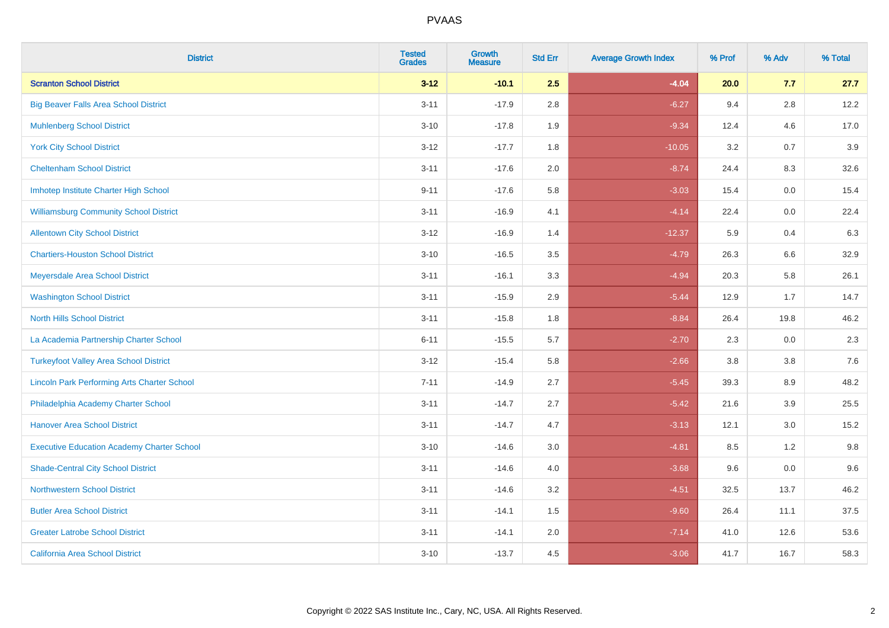# PVAAS

| District | Tested Grades | Growth Measure | Std Err | Average Growth Index | % Prof | % Adv | % Total |
|---|---|---|---|---|---|---|---|
| **Scranton School District** | **3-12** | **-10.1** | **2.5** | **-4.04** | **20.0** | **7.7** | **27.7** |
| Big Beaver Falls Area School District | 3-11 | -17.9 | 2.8 | -6.27 | 9.4 | 2.8 | 12.2 |
| Muhlenberg School District | 3-10 | -17.8 | 1.9 | -9.34 | 12.4 | 4.6 | 17.0 |
| York City School District | 3-12 | -17.7 | 1.8 | -10.05 | 3.2 | 0.7 | 3.9 |
| Cheltenham School District | 3-11 | -17.6 | 2.0 | -8.74 | 24.4 | 8.3 | 32.6 |
| Imhotep Institute Charter High School | 9-11 | -17.6 | 5.8 | -3.03 | 15.4 | 0.0 | 15.4 |
| Williamsburg Community School District | 3-11 | -16.9 | 4.1 | -4.14 | 22.4 | 0.0 | 22.4 |
| Allentown City School District | 3-12 | -16.9 | 1.4 | -12.37 | 5.9 | 0.4 | 6.3 |
| Chartiers-Houston School District | 3-10 | -16.5 | 3.5 | -4.79 | 26.3 | 6.6 | 32.9 |
| Meyersdale Area School District | 3-11 | -16.1 | 3.3 | -4.94 | 20.3 | 5.8 | 26.1 |
| Washington School District | 3-11 | -15.9 | 2.9 | -5.44 | 12.9 | 1.7 | 14.7 |
| North Hills School District | 3-11 | -15.8 | 1.8 | -8.84 | 26.4 | 19.8 | 46.2 |
| La Academia Partnership Charter School | 6-11 | -15.5 | 5.7 | -2.70 | 2.3 | 0.0 | 2.3 |
| Turkeyfoot Valley Area School District | 3-12 | -15.4 | 5.8 | -2.66 | 3.8 | 3.8 | 7.6 |
| Lincoln Park Performing Arts Charter School | 7-11 | -14.9 | 2.7 | -5.45 | 39.3 | 8.9 | 48.2 |
| Philadelphia Academy Charter School | 3-11 | -14.7 | 2.7 | -5.42 | 21.6 | 3.9 | 25.5 |
| Hanover Area School District | 3-11 | -14.7 | 4.7 | -3.13 | 12.1 | 3.0 | 15.2 |
| Executive Education Academy Charter School | 3-10 | -14.6 | 3.0 | -4.81 | 8.5 | 1.2 | 9.8 |
| Shade-Central City School District | 3-11 | -14.6 | 4.0 | -3.68 | 9.6 | 0.0 | 9.6 |
| Northwestern School District | 3-11 | -14.6 | 3.2 | -4.51 | 32.5 | 13.7 | 46.2 |
| Butler Area School District | 3-11 | -14.1 | 1.5 | -9.60 | 26.4 | 11.1 | 37.5 |
| Greater Latrobe School District | 3-11 | -14.1 | 2.0 | -7.14 | 41.0 | 12.6 | 53.6 |
| California Area School District | 3-10 | -13.7 | 4.5 | -3.06 | 41.7 | 16.7 | 58.3 |

Copyright © 2022 SAS Institute Inc., Cary, NC, USA. All Rights Reserved.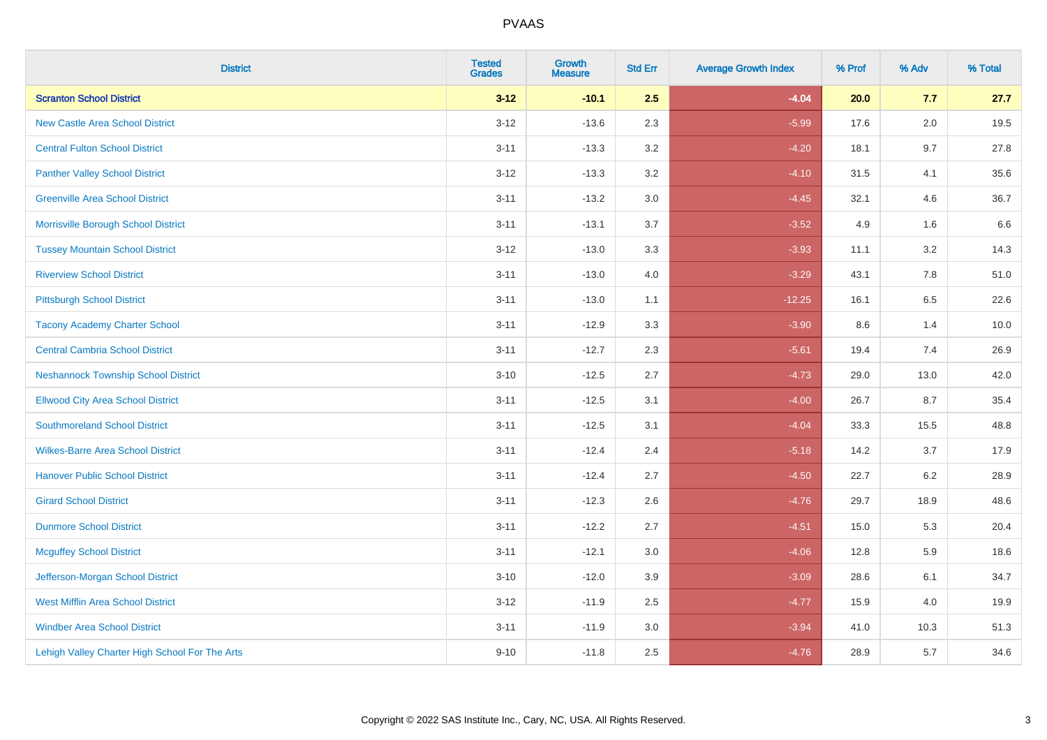# PVAAS

| District | Tested Grades | Growth Measure | Std Err | Average Growth Index | % Prof | % Adv | % Total |
|---|---|---|---|---|---|---|---|
| **Scranton School District** | **3-12** | **-10.1** | **2.5** | **-4.04** | **20.0** | **7.7** | **27.7** |
| New Castle Area School District | 3-12 | -13.6 | 2.3 | -5.99 | 17.6 | 2.0 | 19.5 |
| Central Fulton School District | 3-11 | -13.3 | 3.2 | -4.20 | 18.1 | 9.7 | 27.8 |
| Panther Valley School District | 3-12 | -13.3 | 3.2 | -4.10 | 31.5 | 4.1 | 35.6 |
| Greenville Area School District | 3-11 | -13.2 | 3.0 | -4.45 | 32.1 | 4.6 | 36.7 |
| Morrisville Borough School District | 3-11 | -13.1 | 3.7 | -3.52 | 4.9 | 1.6 | 6.6 |
| Tussey Mountain School District | 3-12 | -13.0 | 3.3 | -3.93 | 11.1 | 3.2 | 14.3 |
| Riverview School District | 3-11 | -13.0 | 4.0 | -3.29 | 43.1 | 7.8 | 51.0 |
| Pittsburgh School District | 3-11 | -13.0 | 1.1 | -12.25 | 16.1 | 6.5 | 22.6 |
| Tacony Academy Charter School | 3-11 | -12.9 | 3.3 | -3.90 | 8.6 | 1.4 | 10.0 |
| Central Cambria School District | 3-11 | -12.7 | 2.3 | -5.61 | 19.4 | 7.4 | 26.9 |
| Neshannock Township School District | 3-10 | -12.5 | 2.7 | -4.73 | 29.0 | 13.0 | 42.0 |
| Ellwood City Area School District | 3-11 | -12.5 | 3.1 | -4.00 | 26.7 | 8.7 | 35.4 |
| Southmoreland School District | 3-11 | -12.5 | 3.1 | -4.04 | 33.3 | 15.5 | 48.8 |
| Wilkes-Barre Area School District | 3-11 | -12.4 | 2.4 | -5.18 | 14.2 | 3.7 | 17.9 |
| Hanover Public School District | 3-11 | -12.4 | 2.7 | -4.50 | 22.7 | 6.2 | 28.9 |
| Girard School District | 3-11 | -12.3 | 2.6 | -4.76 | 29.7 | 18.9 | 48.6 |
| Dunmore School District | 3-11 | -12.2 | 2.7 | -4.51 | 15.0 | 5.3 | 20.4 |
| Mcguffey School District | 3-11 | -12.1 | 3.0 | -4.06 | 12.8 | 5.9 | 18.6 |
| Jefferson-Morgan School District | 3-10 | -12.0 | 3.9 | -3.09 | 28.6 | 6.1 | 34.7 |
| West Mifflin Area School District | 3-12 | -11.9 | 2.5 | -4.77 | 15.9 | 4.0 | 19.9 |
| Windber Area School District | 3-11 | -11.9 | 3.0 | -3.94 | 41.0 | 10.3 | 51.3 |
| Lehigh Valley Charter High School For The Arts | 9-10 | -11.8 | 2.5 | -4.76 | 28.9 | 5.7 | 34.6 |

Copyright © 2022 SAS Institute Inc., Cary, NC, USA. All Rights Reserved.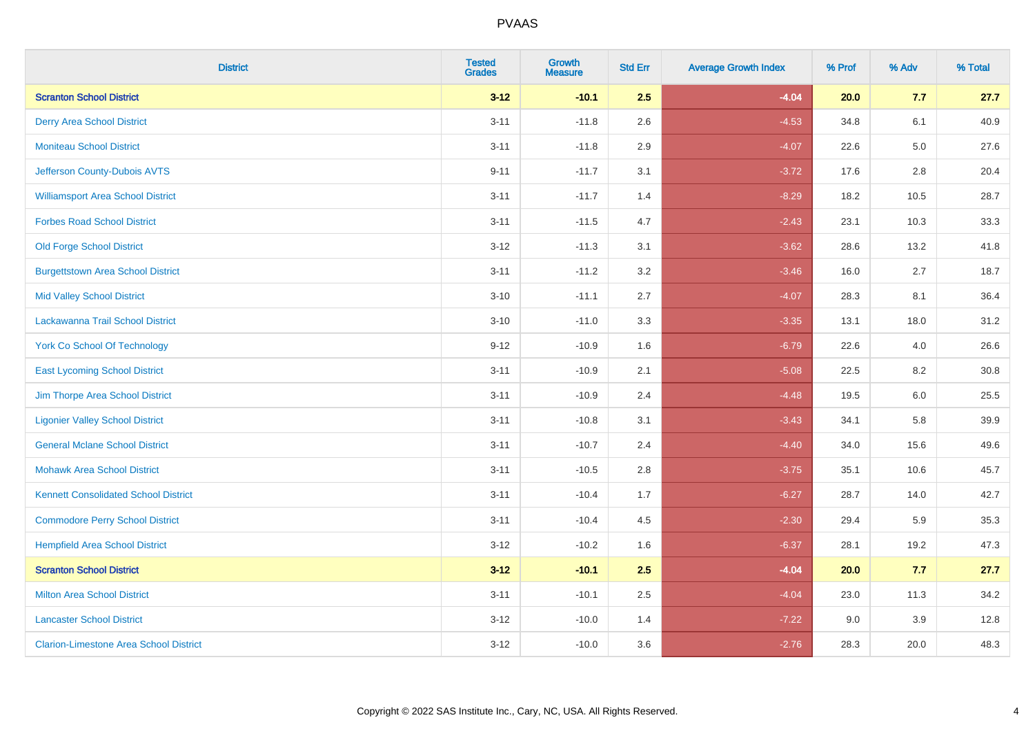| District | Tested Grades | Growth Measure | Std Err | Average Growth Index | % Prof | % Adv | % Total |
|---|---|---|---|---|---|---|---|
| **Scranton School District** | **3-12** | **-10.1** | **2.5** | **-4.04** | **20.0** | **7.7** | **27.7** |
| Derry Area School District | 3-11 | -11.8 | 2.6 | -4.53 | 34.8 | 6.1 | 40.9 |
| Moniteau School District | 3-11 | -11.8 | 2.9 | -4.07 | 22.6 | 5.0 | 27.6 |
| Jefferson County-Dubois AVTS | 9-11 | -11.7 | 3.1 | -3.72 | 17.6 | 2.8 | 20.4 |
| Williamsport Area School District | 3-11 | -11.7 | 1.4 | -8.29 | 18.2 | 10.5 | 28.7 |
| Forbes Road School District | 3-11 | -11.5 | 4.7 | -2.43 | 23.1 | 10.3 | 33.3 |
| Old Forge School District | 3-12 | -11.3 | 3.1 | -3.62 | 28.6 | 13.2 | 41.8 |
| Burgettstown Area School District | 3-11 | -11.2 | 3.2 | -3.46 | 16.0 | 2.7 | 18.7 |
| Mid Valley School District | 3-10 | -11.1 | 2.7 | -4.07 | 28.3 | 8.1 | 36.4 |
| Lackawanna Trail School District | 3-10 | -11.0 | 3.3 | -3.35 | 13.1 | 18.0 | 31.2 |
| York Co School Of Technology | 9-12 | -10.9 | 1.6 | -6.79 | 22.6 | 4.0 | 26.6 |
| East Lycoming School District | 3-11 | -10.9 | 2.1 | -5.08 | 22.5 | 8.2 | 30.8 |
| Jim Thorpe Area School District | 3-11 | -10.9 | 2.4 | -4.48 | 19.5 | 6.0 | 25.5 |
| Ligonier Valley School District | 3-11 | -10.8 | 3.1 | -3.43 | 34.1 | 5.8 | 39.9 |
| General Mclane School District | 3-11 | -10.7 | 2.4 | -4.40 | 34.0 | 15.6 | 49.6 |
| Mohawk Area School District | 3-11 | -10.5 | 2.8 | -3.75 | 35.1 | 10.6 | 45.7 |
| Kennett Consolidated School District | 3-11 | -10.4 | 1.7 | -6.27 | 28.7 | 14.0 | 42.7 |
| Commodore Perry School District | 3-11 | -10.4 | 4.5 | -2.30 | 29.4 | 5.9 | 35.3 |
| Hempfield Area School District | 3-12 | -10.2 | 1.6 | -6.37 | 28.1 | 19.2 | 47.3 |
| **Scranton School District** | **3-12** | **-10.1** | **2.5** | **-4.04** | **20.0** | **7.7** | **27.7** |
| Milton Area School District | 3-11 | -10.1 | 2.5 | -4.04 | 23.0 | 11.3 | 34.2 |
| Lancaster School District | 3-12 | -10.0 | 1.4 | -7.22 | 9.0 | 3.9 | 12.8 |
| Clarion-Limestone Area School District | 3-12 | -10.0 | 3.6 | -2.76 | 28.3 | 20.0 | 48.3 |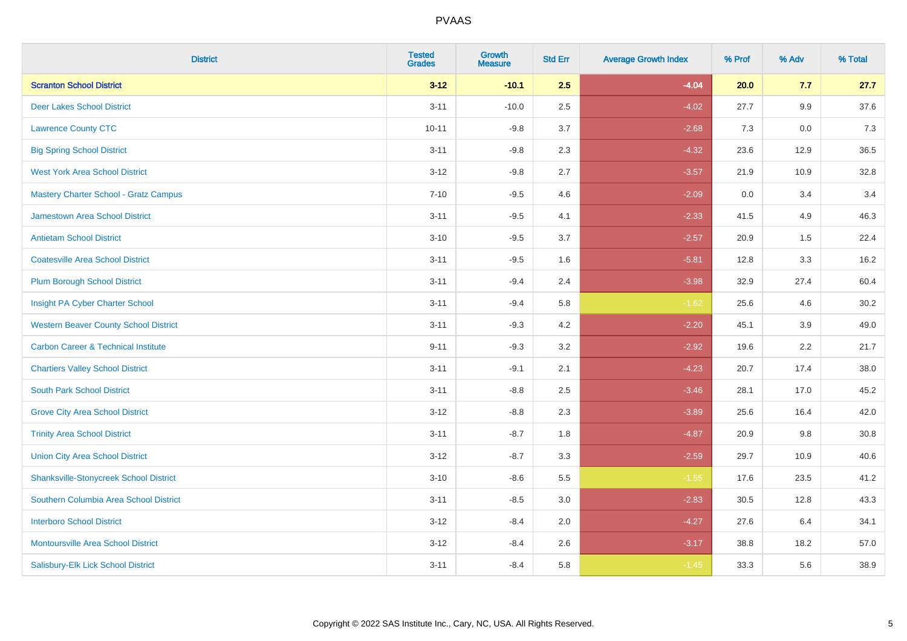# PVAAS

| District | Tested Grades | Growth Measure | Std Err | Average Growth Index | % Prof | % Adv | % Total |
|---|---|---|---|---|---|---|---|
| **Scranton School District** | **3-12** | **-10.1** | **2.5** | **-4.04** | **20.0** | **7.7** | **27.7** |
| Deer Lakes School District | 3-11 | -10.0 | 2.5 | -4.02 | 27.7 | 9.9 | 37.6 |
| Lawrence County CTC | 10-11 | -9.8 | 3.7 | -2.68 | 7.3 | 0.0 | 7.3 |
| Big Spring School District | 3-11 | -9.8 | 2.3 | -4.32 | 23.6 | 12.9 | 36.5 |
| West York Area School District | 3-12 | -9.8 | 2.7 | -3.57 | 21.9 | 10.9 | 32.8 |
| Mastery Charter School - Gratz Campus | 7-10 | -9.5 | 4.6 | -2.09 | 0.0 | 3.4 | 3.4 |
| Jamestown Area School District | 3-11 | -9.5 | 4.1 | -2.33 | 41.5 | 4.9 | 46.3 |
| Antietam School District | 3-10 | -9.5 | 3.7 | -2.57 | 20.9 | 1.5 | 22.4 |
| Coatesville Area School District | 3-11 | -9.5 | 1.6 | -5.81 | 12.8 | 3.3 | 16.2 |
| Plum Borough School District | 3-11 | -9.4 | 2.4 | -3.98 | 32.9 | 27.4 | 60.4 |
| Insight PA Cyber Charter School | 3-11 | -9.4 | 5.8 | -1.62 | 25.6 | 4.6 | 30.2 |
| Western Beaver County School District | 3-11 | -9.3 | 4.2 | -2.20 | 45.1 | 3.9 | 49.0 |
| Carbon Career & Technical Institute | 9-11 | -9.3 | 3.2 | -2.92 | 19.6 | 2.2 | 21.7 |
| Chartiers Valley School District | 3-11 | -9.1 | 2.1 | -4.23 | 20.7 | 17.4 | 38.0 |
| South Park School District | 3-11 | -8.8 | 2.5 | -3.46 | 28.1 | 17.0 | 45.2 |
| Grove City Area School District | 3-12 | -8.8 | 2.3 | -3.89 | 25.6 | 16.4 | 42.0 |
| Trinity Area School District | 3-11 | -8.7 | 1.8 | -4.87 | 20.9 | 9.8 | 30.8 |
| Union City Area School District | 3-12 | -8.7 | 3.3 | -2.59 | 29.7 | 10.9 | 40.6 |
| Shanksville-Stonycreek School District | 3-10 | -8.6 | 5.5 | -1.55 | 17.6 | 23.5 | 41.2 |
| Southern Columbia Area School District | 3-11 | -8.5 | 3.0 | -2.83 | 30.5 | 12.8 | 43.3 |
| Interboro School District | 3-12 | -8.4 | 2.0 | -4.27 | 27.6 | 6.4 | 34.1 |
| Montoursville Area School District | 3-12 | -8.4 | 2.6 | -3.17 | 38.8 | 18.2 | 57.0 |
| Salisbury-Elk Lick School District | 3-11 | -8.4 | 5.8 | -1.45 | 33.3 | 5.6 | 38.9 |

Copyright © 2022 SAS Institute Inc., Cary, NC, USA. All Rights Reserved.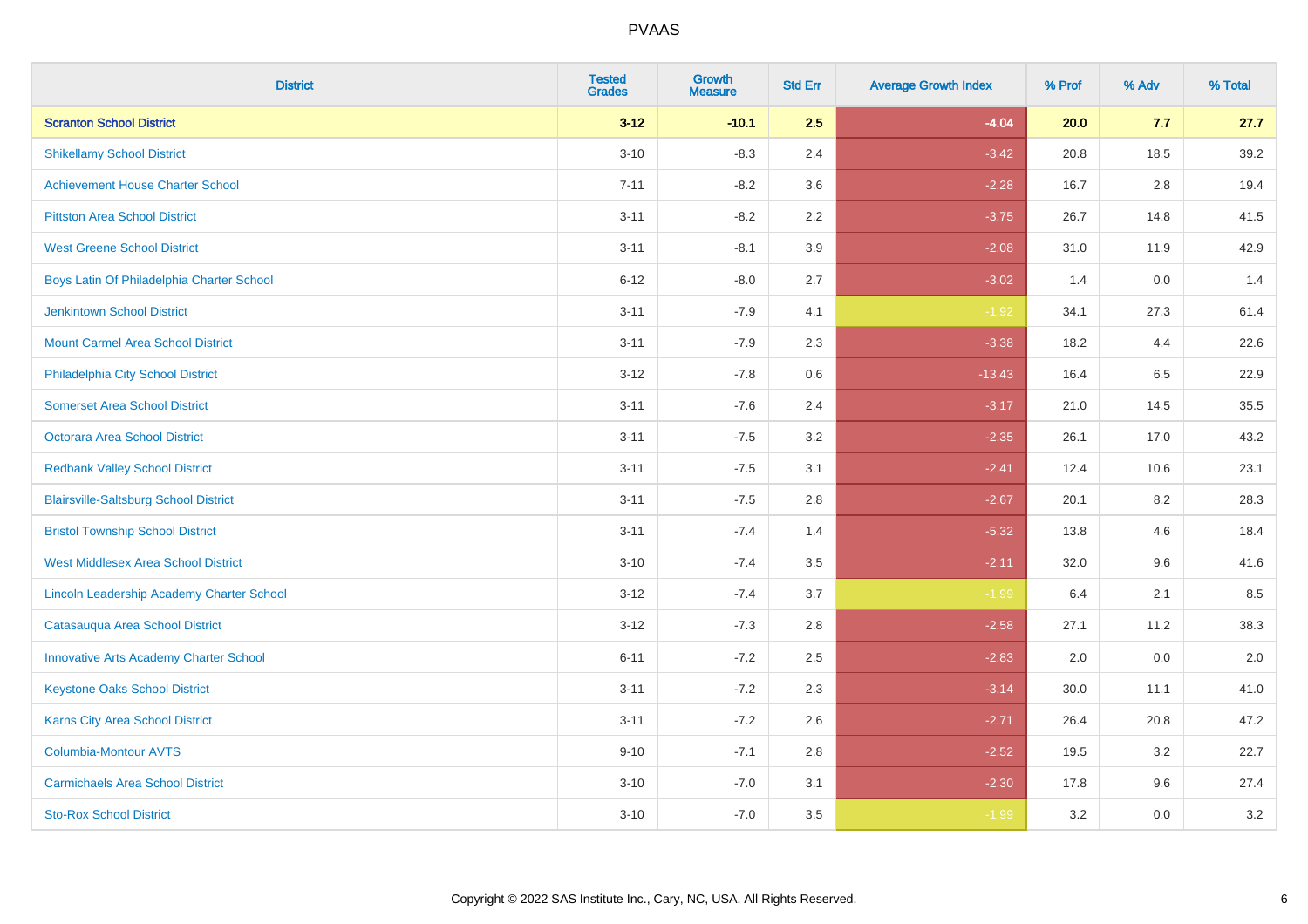# PVAAS

| District | Tested Grades | Growth Measure | Std Err | Average Growth Index | % Prof | % Adv | % Total |
|---|---|---|---|---|---|---|---|
| **Scranton School District** | **3-12** | **-10.1** | **2.5** | **-4.04** | **20.0** | **7.7** | **27.7** |
| Shikellamy School District | 3-10 | -8.3 | 2.4 | -3.42 | 20.8 | 18.5 | 39.2 |
| Achievement House Charter School | 7-11 | -8.2 | 3.6 | -2.28 | 16.7 | 2.8 | 19.4 |
| Pittston Area School District | 3-11 | -8.2 | 2.2 | -3.75 | 26.7 | 14.8 | 41.5 |
| West Greene School District | 3-11 | -8.1 | 3.9 | -2.08 | 31.0 | 11.9 | 42.9 |
| Boys Latin Of Philadelphia Charter School | 6-12 | -8.0 | 2.7 | -3.02 | 1.4 | 0.0 | 1.4 |
| Jenkintown School District | 3-11 | -7.9 | 4.1 | -1.92 | 34.1 | 27.3 | 61.4 |
| Mount Carmel Area School District | 3-11 | -7.9 | 2.3 | -3.38 | 18.2 | 4.4 | 22.6 |
| Philadelphia City School District | 3-12 | -7.8 | 0.6 | -13.43 | 16.4 | 6.5 | 22.9 |
| Somerset Area School District | 3-11 | -7.6 | 2.4 | -3.17 | 21.0 | 14.5 | 35.5 |
| Octorara Area School District | 3-11 | -7.5 | 3.2 | -2.35 | 26.1 | 17.0 | 43.2 |
| Redbank Valley School District | 3-11 | -7.5 | 3.1 | -2.41 | 12.4 | 10.6 | 23.1 |
| Blairsville-Saltsburg School District | 3-11 | -7.5 | 2.8 | -2.67 | 20.1 | 8.2 | 28.3 |
| Bristol Township School District | 3-11 | -7.4 | 1.4 | -5.32 | 13.8 | 4.6 | 18.4 |
| West Middlesex Area School District | 3-10 | -7.4 | 3.5 | -2.11 | 32.0 | 9.6 | 41.6 |
| Lincoln Leadership Academy Charter School | 3-12 | -7.4 | 3.7 | -1.99 | 6.4 | 2.1 | 8.5 |
| Catasauqua Area School District | 3-12 | -7.3 | 2.8 | -2.58 | 27.1 | 11.2 | 38.3 |
| Innovative Arts Academy Charter School | 6-11 | -7.2 | 2.5 | -2.83 | 2.0 | 0.0 | 2.0 |
| Keystone Oaks School District | 3-11 | -7.2 | 2.3 | -3.14 | 30.0 | 11.1 | 41.0 |
| Karns City Area School District | 3-11 | -7.2 | 2.6 | -2.71 | 26.4 | 20.8 | 47.2 |
| Columbia-Montour AVTS | 9-10 | -7.1 | 2.8 | -2.52 | 19.5 | 3.2 | 22.7 |
| Carmichaels Area School District | 3-10 | -7.0 | 3.1 | -2.30 | 17.8 | 9.6 | 27.4 |
| Sto-Rox School District | 3-10 | -7.0 | 3.5 | -1.99 | 3.2 | 0.0 | 3.2 |

Copyright © 2022 SAS Institute Inc., Cary, NC, USA. All Rights Reserved.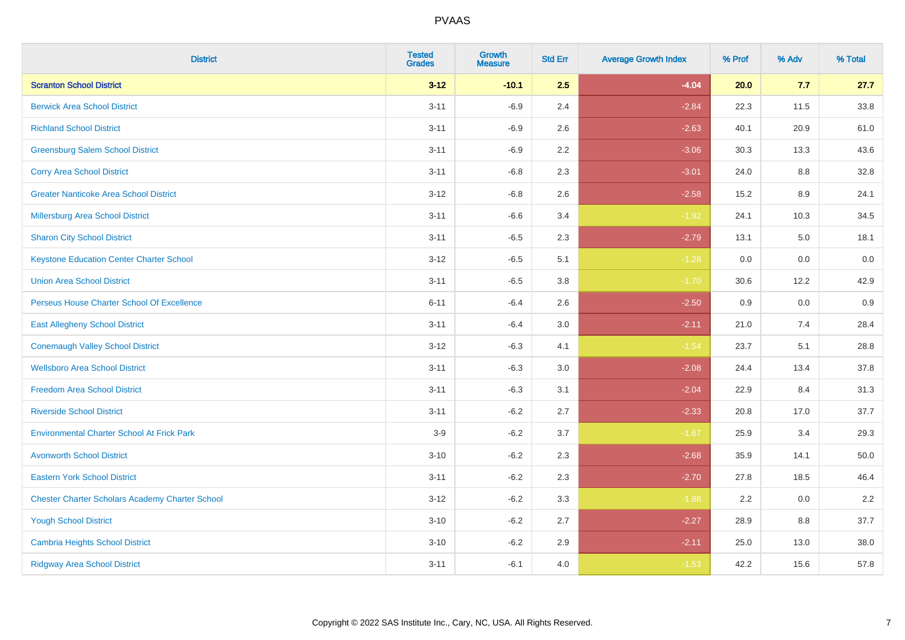# PVAAS

| District | Tested Grades | Growth Measure | Std Err | Average Growth Index | % Prof | % Adv | % Total |
|---|---|---|---|---|---|---|---|
| **Scranton School District** | **3-12** | **-10.1** | **2.5** | **-4.04** | **20.0** | **7.7** | **27.7** |
| Berwick Area School District | 3-11 | -6.9 | 2.4 | -2.84 | 22.3 | 11.5 | 33.8 |
| Richland School District | 3-11 | -6.9 | 2.6 | -2.63 | 40.1 | 20.9 | 61.0 |
| Greensburg Salem School District | 3-11 | -6.9 | 2.2 | -3.06 | 30.3 | 13.3 | 43.6 |
| Corry Area School District | 3-11 | -6.8 | 2.3 | -3.01 | 24.0 | 8.8 | 32.8 |
| Greater Nanticoke Area School District | 3-12 | -6.8 | 2.6 | -2.58 | 15.2 | 8.9 | 24.1 |
| Millersburg Area School District | 3-11 | -6.6 | 3.4 | -1.92 | 24.1 | 10.3 | 34.5 |
| Sharon City School District | 3-11 | -6.5 | 2.3 | -2.79 | 13.1 | 5.0 | 18.1 |
| Keystone Education Center Charter School | 3-12 | -6.5 | 5.1 | -1.28 | 0.0 | 0.0 | 0.0 |
| Union Area School District | 3-11 | -6.5 | 3.8 | -1.70 | 30.6 | 12.2 | 42.9 |
| Perseus House Charter School Of Excellence | 6-11 | -6.4 | 2.6 | -2.50 | 0.9 | 0.0 | 0.9 |
| East Allegheny School District | 3-11 | -6.4 | 3.0 | -2.11 | 21.0 | 7.4 | 28.4 |
| Conemaugh Valley School District | 3-12 | -6.3 | 4.1 | -1.54 | 23.7 | 5.1 | 28.8 |
| Wellsboro Area School District | 3-11 | -6.3 | 3.0 | -2.08 | 24.4 | 13.4 | 37.8 |
| Freedom Area School District | 3-11 | -6.3 | 3.1 | -2.04 | 22.9 | 8.4 | 31.3 |
| Riverside School District | 3-11 | -6.2 | 2.7 | -2.33 | 20.8 | 17.0 | 37.7 |
| Environmental Charter School At Frick Park | 3-9 | -6.2 | 3.7 | -1.67 | 25.9 | 3.4 | 29.3 |
| Avonworth School District | 3-10 | -6.2 | 2.3 | -2.68 | 35.9 | 14.1 | 50.0 |
| Eastern York School District | 3-11 | -6.2 | 2.3 | -2.70 | 27.8 | 18.5 | 46.4 |
| Chester Charter Scholars Academy Charter School | 3-12 | -6.2 | 3.3 | -1.88 | 2.2 | 0.0 | 2.2 |
| Yough School District | 3-10 | -6.2 | 2.7 | -2.27 | 28.9 | 8.8 | 37.7 |
| Cambria Heights School District | 3-10 | -6.2 | 2.9 | -2.11 | 25.0 | 13.0 | 38.0 |
| Ridgway Area School District | 3-11 | -6.1 | 4.0 | -1.53 | 42.2 | 15.6 | 57.8 |

Copyright © 2022 SAS Institute Inc., Cary, NC, USA. All Rights Reserved.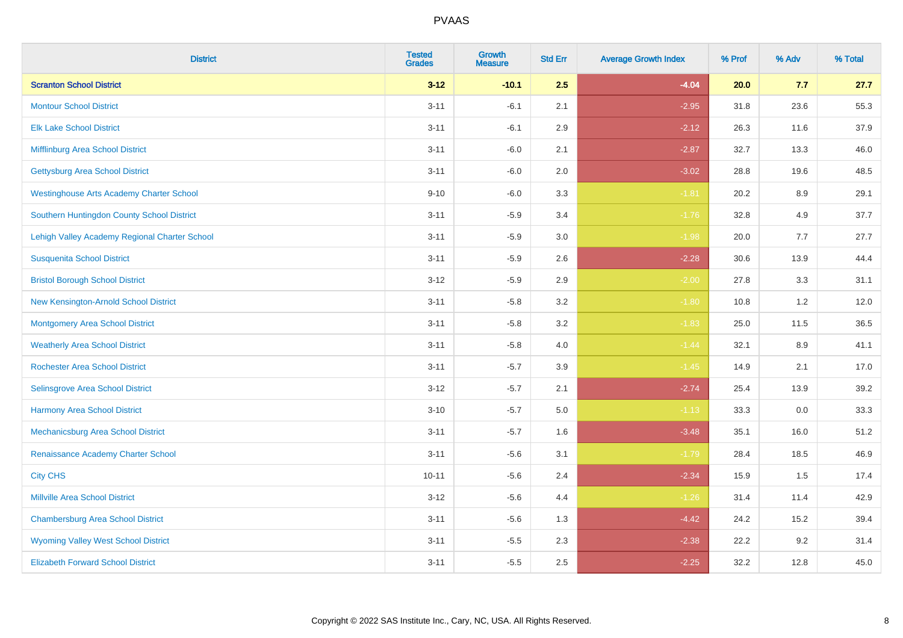# PVAAS

| District | Tested Grades | Growth Measure | Std Err | Average Growth Index | % Prof | % Adv | % Total |
|---|---|---|---|---|---|---|---|
| **Scranton School District** | **3-12** | **-10.1** | **2.5** | **-4.04** | **20.0** | **7.7** | **27.7** |
| Montour School District | 3-11 | -6.1 | 2.1 | -2.95 | 31.8 | 23.6 | 55.3 |
| Elk Lake School District | 3-11 | -6.1 | 2.9 | -2.12 | 26.3 | 11.6 | 37.9 |
| Mifflinburg Area School District | 3-11 | -6.0 | 2.1 | -2.87 | 32.7 | 13.3 | 46.0 |
| Gettysburg Area School District | 3-11 | -6.0 | 2.0 | -3.02 | 28.8 | 19.6 | 48.5 |
| Westinghouse Arts Academy Charter School | 9-10 | -6.0 | 3.3 | -1.81 | 20.2 | 8.9 | 29.1 |
| Southern Huntingdon County School District | 3-11 | -5.9 | 3.4 | -1.76 | 32.8 | 4.9 | 37.7 |
| Lehigh Valley Academy Regional Charter School | 3-11 | -5.9 | 3.0 | -1.98 | 20.0 | 7.7 | 27.7 |
| Susquenita School District | 3-11 | -5.9 | 2.6 | -2.28 | 30.6 | 13.9 | 44.4 |
| Bristol Borough School District | 3-12 | -5.9 | 2.9 | -2.00 | 27.8 | 3.3 | 31.1 |
| New Kensington-Arnold School District | 3-11 | -5.8 | 3.2 | -1.80 | 10.8 | 1.2 | 12.0 |
| Montgomery Area School District | 3-11 | -5.8 | 3.2 | -1.83 | 25.0 | 11.5 | 36.5 |
| Weatherly Area School District | 3-11 | -5.8 | 4.0 | -1.44 | 32.1 | 8.9 | 41.1 |
| Rochester Area School District | 3-11 | -5.7 | 3.9 | -1.45 | 14.9 | 2.1 | 17.0 |
| Selinsgrove Area School District | 3-12 | -5.7 | 2.1 | -2.74 | 25.4 | 13.9 | 39.2 |
| Harmony Area School District | 3-10 | -5.7 | 5.0 | -1.13 | 33.3 | 0.0 | 33.3 |
| Mechanicsburg Area School District | 3-11 | -5.7 | 1.6 | -3.48 | 35.1 | 16.0 | 51.2 |
| Renaissance Academy Charter School | 3-11 | -5.6 | 3.1 | -1.79 | 28.4 | 18.5 | 46.9 |
| City CHS | 10-11 | -5.6 | 2.4 | -2.34 | 15.9 | 1.5 | 17.4 |
| Millville Area School District | 3-12 | -5.6 | 4.4 | -1.26 | 31.4 | 11.4 | 42.9 |
| Chambersburg Area School District | 3-11 | -5.6 | 1.3 | -4.42 | 24.2 | 15.2 | 39.4 |
| Wyoming Valley West School District | 3-11 | -5.5 | 2.3 | -2.38 | 22.2 | 9.2 | 31.4 |
| Elizabeth Forward School District | 3-11 | -5.5 | 2.5 | -2.25 | 32.2 | 12.8 | 45.0 |

Copyright © 2022 SAS Institute Inc., Cary, NC, USA. All Rights Reserved.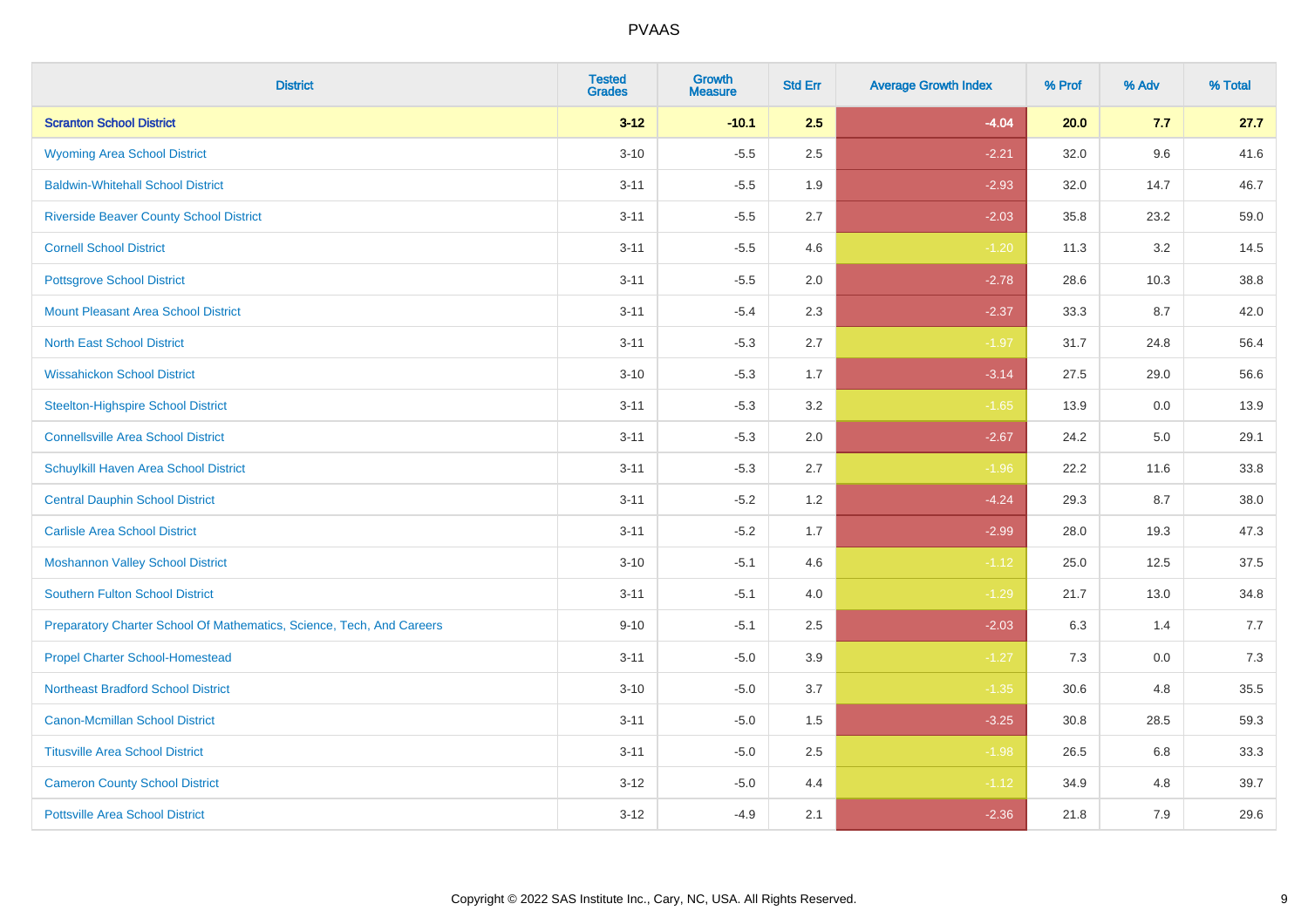| District | Tested Grades | Growth Measure | Std Err | Average Growth Index | % Prof | % Adv | % Total |
|---|---|---|---|---|---|---|---|
| **Scranton School District** | **3-12** | **-10.1** | **2.5** | **-4.04** | **20.0** | **7.7** | **27.7** |
| Wyoming Area School District | 3-10 | -5.5 | 2.5 | -2.21 | 32.0 | 9.6 | 41.6 |
| Baldwin-Whitehall School District | 3-11 | -5.5 | 1.9 | -2.93 | 32.0 | 14.7 | 46.7 |
| Riverside Beaver County School District | 3-11 | -5.5 | 2.7 | -2.03 | 35.8 | 23.2 | 59.0 |
| Cornell School District | 3-11 | -5.5 | 4.6 | -1.20 | 11.3 | 3.2 | 14.5 |
| Pottsgrove School District | 3-11 | -5.5 | 2.0 | -2.78 | 28.6 | 10.3 | 38.8 |
| Mount Pleasant Area School District | 3-11 | -5.4 | 2.3 | -2.37 | 33.3 | 8.7 | 42.0 |
| North East School District | 3-11 | -5.3 | 2.7 | -1.97 | 31.7 | 24.8 | 56.4 |
| Wissahickon School District | 3-10 | -5.3 | 1.7 | -3.14 | 27.5 | 29.0 | 56.6 |
| Steelton-Highspire School District | 3-11 | -5.3 | 3.2 | -1.65 | 13.9 | 0.0 | 13.9 |
| Connellsville Area School District | 3-11 | -5.3 | 2.0 | -2.67 | 24.2 | 5.0 | 29.1 |
| Schuylkill Haven Area School District | 3-11 | -5.3 | 2.7 | -1.96 | 22.2 | 11.6 | 33.8 |
| Central Dauphin School District | 3-11 | -5.2 | 1.2 | -4.24 | 29.3 | 8.7 | 38.0 |
| Carlisle Area School District | 3-11 | -5.2 | 1.7 | -2.99 | 28.0 | 19.3 | 47.3 |
| Moshannon Valley School District | 3-10 | -5.1 | 4.6 | -1.12 | 25.0 | 12.5 | 37.5 |
| Southern Fulton School District | 3-11 | -5.1 | 4.0 | -1.29 | 21.7 | 13.0 | 34.8 |
| Preparatory Charter School Of Mathematics, Science, Tech, And Careers | 9-10 | -5.1 | 2.5 | -2.03 | 6.3 | 1.4 | 7.7 |
| Propel Charter School-Homestead | 3-11 | -5.0 | 3.9 | -1.27 | 7.3 | 0.0 | 7.3 |
| Northeast Bradford School District | 3-10 | -5.0 | 3.7 | -1.35 | 30.6 | 4.8 | 35.5 |
| Canon-Mcmillan School District | 3-11 | -5.0 | 1.5 | -3.25 | 30.8 | 28.5 | 59.3 |
| Titusville Area School District | 3-11 | -5.0 | 2.5 | -1.98 | 26.5 | 6.8 | 33.3 |
| Cameron County School District | 3-12 | -5.0 | 4.4 | -1.12 | 34.9 | 4.8 | 39.7 |
| Pottsville Area School District | 3-12 | -4.9 | 2.1 | -2.36 | 21.8 | 7.9 | 29.6 |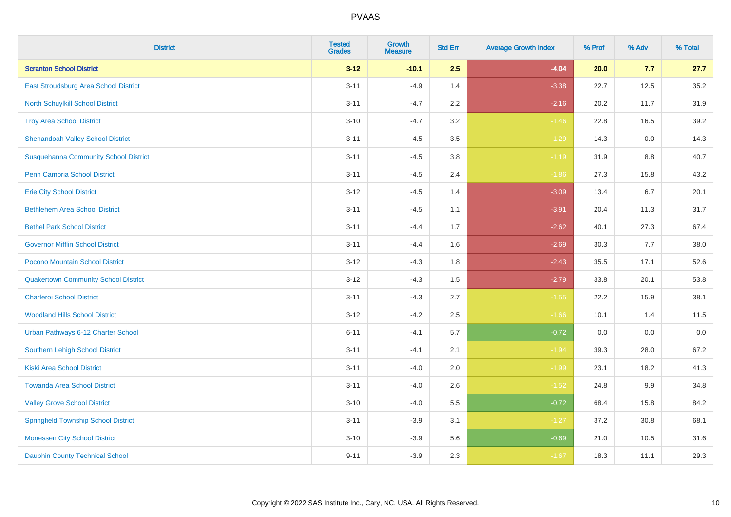| District | Tested Grades | Growth Measure | Std Err | Average Growth Index | % Prof | % Adv | % Total |
|---|---|---|---|---|---|---|---|
| **Scranton School District** | **3-12** | **-10.1** | **2.5** | **-4.04** | **20.0** | **7.7** | **27.7** |
| East Stroudsburg Area School District | 3-11 | -4.9 | 1.4 | -3.38 | 22.7 | 12.5 | 35.2 |
| North Schuylkill School District | 3-11 | -4.7 | 2.2 | -2.16 | 20.2 | 11.7 | 31.9 |
| Troy Area School District | 3-10 | -4.7 | 3.2 | -1.46 | 22.8 | 16.5 | 39.2 |
| Shenandoah Valley School District | 3-11 | -4.5 | 3.5 | -1.29 | 14.3 | 0.0 | 14.3 |
| Susquehanna Community School District | 3-11 | -4.5 | 3.8 | -1.19 | 31.9 | 8.8 | 40.7 |
| Penn Cambria School District | 3-11 | -4.5 | 2.4 | -1.86 | 27.3 | 15.8 | 43.2 |
| Erie City School District | 3-12 | -4.5 | 1.4 | -3.09 | 13.4 | 6.7 | 20.1 |
| Bethlehem Area School District | 3-11 | -4.5 | 1.1 | -3.91 | 20.4 | 11.3 | 31.7 |
| Bethel Park School District | 3-11 | -4.4 | 1.7 | -2.62 | 40.1 | 27.3 | 67.4 |
| Governor Mifflin School District | 3-11 | -4.4 | 1.6 | -2.69 | 30.3 | 7.7 | 38.0 |
| Pocono Mountain School District | 3-12 | -4.3 | 1.8 | -2.43 | 35.5 | 17.1 | 52.6 |
| Quakertown Community School District | 3-12 | -4.3 | 1.5 | -2.79 | 33.8 | 20.1 | 53.8 |
| Charleroi School District | 3-11 | -4.3 | 2.7 | -1.55 | 22.2 | 15.9 | 38.1 |
| Woodland Hills School District | 3-12 | -4.2 | 2.5 | -1.66 | 10.1 | 1.4 | 11.5 |
| Urban Pathways 6-12 Charter School | 6-11 | -4.1 | 5.7 | -0.72 | 0.0 | 0.0 | 0.0 |
| Southern Lehigh School District | 3-11 | -4.1 | 2.1 | -1.94 | 39.3 | 28.0 | 67.2 |
| Kiski Area School District | 3-11 | -4.0 | 2.0 | -1.99 | 23.1 | 18.2 | 41.3 |
| Towanda Area School District | 3-11 | -4.0 | 2.6 | -1.52 | 24.8 | 9.9 | 34.8 |
| Valley Grove School District | 3-10 | -4.0 | 5.5 | -0.72 | 68.4 | 15.8 | 84.2 |
| Springfield Township School District | 3-11 | -3.9 | 3.1 | -1.27 | 37.2 | 30.8 | 68.1 |
| Monessen City School District | 3-10 | -3.9 | 5.6 | -0.69 | 21.0 | 10.5 | 31.6 |
| Dauphin County Technical School | 9-11 | -3.9 | 2.3 | -1.67 | 18.3 | 11.1 | 29.3 |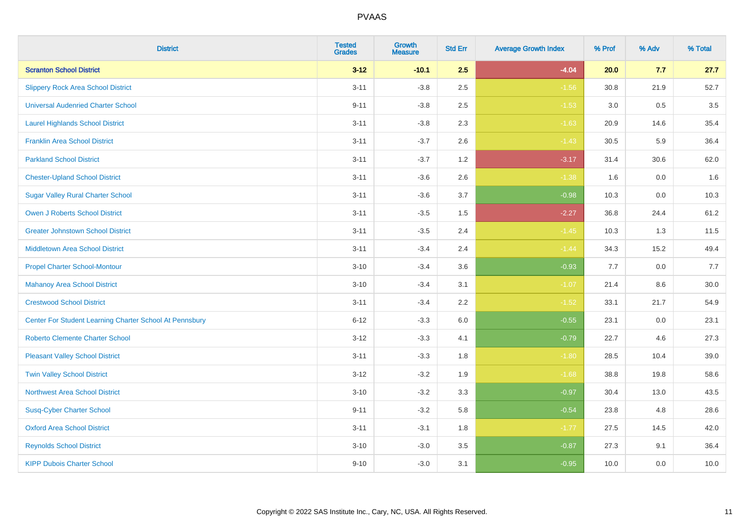| District | Tested Grades | Growth Measure | Std Err | Average Growth Index | % Prof | % Adv | % Total |
|---|---|---|---|---|---|---|---|
| **Scranton School District** | **3-12** | **-10.1** | **2.5** | **-4.04** | **20.0** | **7.7** | **27.7** |
| Slippery Rock Area School District | 3-11 | -3.8 | 2.5 | -1.56 | 30.8 | 21.9 | 52.7 |
| Universal Audenried Charter School | 9-11 | -3.8 | 2.5 | -1.53 | 3.0 | 0.5 | 3.5 |
| Laurel Highlands School District | 3-11 | -3.8 | 2.3 | -1.63 | 20.9 | 14.6 | 35.4 |
| Franklin Area School District | 3-11 | -3.7 | 2.6 | -1.43 | 30.5 | 5.9 | 36.4 |
| Parkland School District | 3-11 | -3.7 | 1.2 | -3.17 | 31.4 | 30.6 | 62.0 |
| Chester-Upland School District | 3-11 | -3.6 | 2.6 | -1.38 | 1.6 | 0.0 | 1.6 |
| Sugar Valley Rural Charter School | 3-11 | -3.6 | 3.7 | -0.98 | 10.3 | 0.0 | 10.3 |
| Owen J Roberts School District | 3-11 | -3.5 | 1.5 | -2.27 | 36.8 | 24.4 | 61.2 |
| Greater Johnstown School District | 3-11 | -3.5 | 2.4 | -1.45 | 10.3 | 1.3 | 11.5 |
| Middletown Area School District | 3-11 | -3.4 | 2.4 | -1.44 | 34.3 | 15.2 | 49.4 |
| Propel Charter School-Montour | 3-10 | -3.4 | 3.6 | -0.93 | 7.7 | 0.0 | 7.7 |
| Mahanoy Area School District | 3-10 | -3.4 | 3.1 | -1.07 | 21.4 | 8.6 | 30.0 |
| Crestwood School District | 3-11 | -3.4 | 2.2 | -1.52 | 33.1 | 21.7 | 54.9 |
| Center For Student Learning Charter School At Pennsbury | 6-12 | -3.3 | 6.0 | -0.55 | 23.1 | 0.0 | 23.1 |
| Roberto Clemente Charter School | 3-12 | -3.3 | 4.1 | -0.79 | 22.7 | 4.6 | 27.3 |
| Pleasant Valley School District | 3-11 | -3.3 | 1.8 | -1.80 | 28.5 | 10.4 | 39.0 |
| Twin Valley School District | 3-12 | -3.2 | 1.9 | -1.68 | 38.8 | 19.8 | 58.6 |
| Northwest Area School District | 3-10 | -3.2 | 3.3 | -0.97 | 30.4 | 13.0 | 43.5 |
| Susq-Cyber Charter School | 9-11 | -3.2 | 5.8 | -0.54 | 23.8 | 4.8 | 28.6 |
| Oxford Area School District | 3-11 | -3.1 | 1.8 | -1.77 | 27.5 | 14.5 | 42.0 |
| Reynolds School District | 3-10 | -3.0 | 3.5 | -0.87 | 27.3 | 9.1 | 36.4 |
| KIPP Dubois Charter School | 9-10 | -3.0 | 3.1 | -0.95 | 10.0 | 0.0 | 10.0 |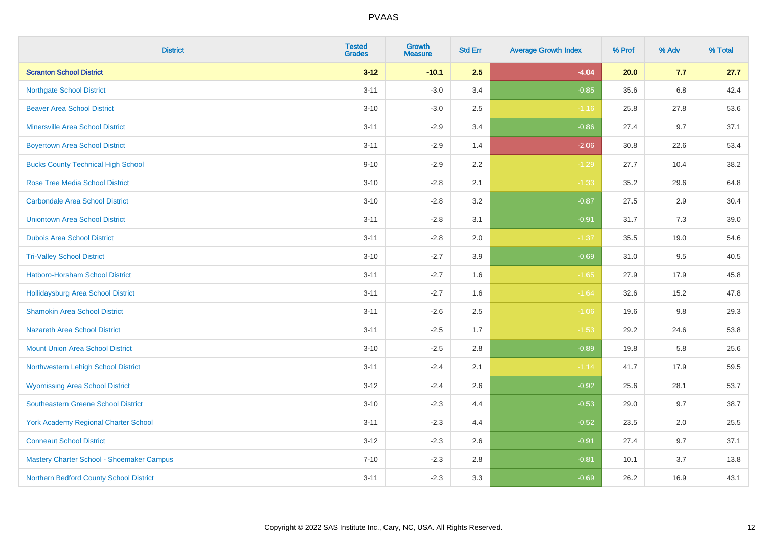| District | Tested Grades | Growth Measure | Std Err | Average Growth Index | % Prof | % Adv | % Total |
|---|---|---|---|---|---|---|---|
| **Scranton School District** | **3-12** | **-10.1** | **2.5** | **-4.04** | **20.0** | **7.7** | **27.7** |
| Northgate School District | 3-11 | -3.0 | 3.4 | -0.85 | 35.6 | 6.8 | 42.4 |
| Beaver Area School District | 3-10 | -3.0 | 2.5 | -1.16 | 25.8 | 27.8 | 53.6 |
| Minersville Area School District | 3-11 | -2.9 | 3.4 | -0.86 | 27.4 | 9.7 | 37.1 |
| Boyertown Area School District | 3-11 | -2.9 | 1.4 | -2.06 | 30.8 | 22.6 | 53.4 |
| Bucks County Technical High School | 9-10 | -2.9 | 2.2 | -1.29 | 27.7 | 10.4 | 38.2 |
| Rose Tree Media School District | 3-10 | -2.8 | 2.1 | -1.33 | 35.2 | 29.6 | 64.8 |
| Carbondale Area School District | 3-10 | -2.8 | 3.2 | -0.87 | 27.5 | 2.9 | 30.4 |
| Uniontown Area School District | 3-11 | -2.8 | 3.1 | -0.91 | 31.7 | 7.3 | 39.0 |
| Dubois Area School District | 3-11 | -2.8 | 2.0 | -1.37 | 35.5 | 19.0 | 54.6 |
| Tri-Valley School District | 3-10 | -2.7 | 3.9 | -0.69 | 31.0 | 9.5 | 40.5 |
| Hatboro-Horsham School District | 3-11 | -2.7 | 1.6 | -1.65 | 27.9 | 17.9 | 45.8 |
| Hollidaysburg Area School District | 3-11 | -2.7 | 1.6 | -1.64 | 32.6 | 15.2 | 47.8 |
| Shamokin Area School District | 3-11 | -2.6 | 2.5 | -1.06 | 19.6 | 9.8 | 29.3 |
| Nazareth Area School District | 3-11 | -2.5 | 1.7 | -1.53 | 29.2 | 24.6 | 53.8 |
| Mount Union Area School District | 3-10 | -2.5 | 2.8 | -0.89 | 19.8 | 5.8 | 25.6 |
| Northwestern Lehigh School District | 3-11 | -2.4 | 2.1 | -1.14 | 41.7 | 17.9 | 59.5 |
| Wyomissing Area School District | 3-12 | -2.4 | 2.6 | -0.92 | 25.6 | 28.1 | 53.7 |
| Southeastern Greene School District | 3-10 | -2.3 | 4.4 | -0.53 | 29.0 | 9.7 | 38.7 |
| York Academy Regional Charter School | 3-11 | -2.3 | 4.4 | -0.52 | 23.5 | 2.0 | 25.5 |
| Conneaut School District | 3-12 | -2.3 | 2.6 | -0.91 | 27.4 | 9.7 | 37.1 |
| Mastery Charter School - Shoemaker Campus | 7-10 | -2.3 | 2.8 | -0.81 | 10.1 | 3.7 | 13.8 |
| Northern Bedford County School District | 3-11 | -2.3 | 3.3 | -0.69 | 26.2 | 16.9 | 43.1 |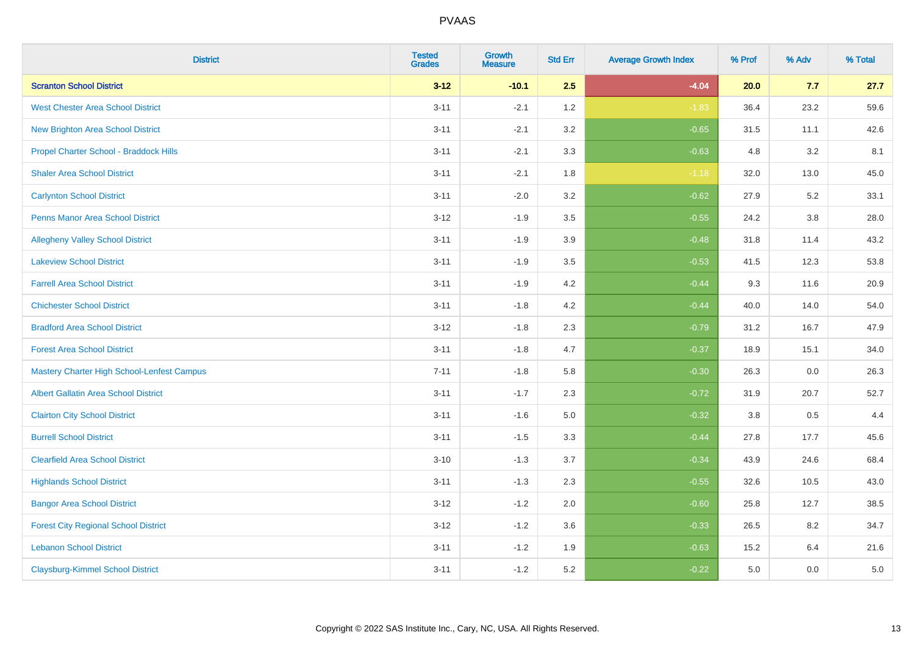PVAAS

| District | Tested Grades | Growth Measure | Std Err | Average Growth Index | % Prof | % Adv | % Total |
|---|---|---|---|---|---|---|---|
| **Scranton School District** | **3-12** | **-10.1** | **2.5** | **-4.04** | **20.0** | **7.7** | **27.7** |
| West Chester Area School District | 3-11 | -2.1 | 1.2 | -1.83 | 36.4 | 23.2 | 59.6 |
| New Brighton Area School District | 3-11 | -2.1 | 3.2 | -0.65 | 31.5 | 11.1 | 42.6 |
| Propel Charter School - Braddock Hills | 3-11 | -2.1 | 3.3 | -0.63 | 4.8 | 3.2 | 8.1 |
| Shaler Area School District | 3-11 | -2.1 | 1.8 | -1.18 | 32.0 | 13.0 | 45.0 |
| Carlynton School District | 3-11 | -2.0 | 3.2 | -0.62 | 27.9 | 5.2 | 33.1 |
| Penns Manor Area School District | 3-12 | -1.9 | 3.5 | -0.55 | 24.2 | 3.8 | 28.0 |
| Allegheny Valley School District | 3-11 | -1.9 | 3.9 | -0.48 | 31.8 | 11.4 | 43.2 |
| Lakeview School District | 3-11 | -1.9 | 3.5 | -0.53 | 41.5 | 12.3 | 53.8 |
| Farrell Area School District | 3-11 | -1.9 | 4.2 | -0.44 | 9.3 | 11.6 | 20.9 |
| Chichester School District | 3-11 | -1.8 | 4.2 | -0.44 | 40.0 | 14.0 | 54.0 |
| Bradford Area School District | 3-12 | -1.8 | 2.3 | -0.79 | 31.2 | 16.7 | 47.9 |
| Forest Area School District | 3-11 | -1.8 | 4.7 | -0.37 | 18.9 | 15.1 | 34.0 |
| Mastery Charter High School-Lenfest Campus | 7-11 | -1.8 | 5.8 | -0.30 | 26.3 | 0.0 | 26.3 |
| Albert Gallatin Area School District | 3-11 | -1.7 | 2.3 | -0.72 | 31.9 | 20.7 | 52.7 |
| Clairton City School District | 3-11 | -1.6 | 5.0 | -0.32 | 3.8 | 0.5 | 4.4 |
| Burrell School District | 3-11 | -1.5 | 3.3 | -0.44 | 27.8 | 17.7 | 45.6 |
| Clearfield Area School District | 3-10 | -1.3 | 3.7 | -0.34 | 43.9 | 24.6 | 68.4 |
| Highlands School District | 3-11 | -1.3 | 2.3 | -0.55 | 32.6 | 10.5 | 43.0 |
| Bangor Area School District | 3-12 | -1.2 | 2.0 | -0.60 | 25.8 | 12.7 | 38.5 |
| Forest City Regional School District | 3-12 | -1.2 | 3.6 | -0.33 | 26.5 | 8.2 | 34.7 |
| Lebanon School District | 3-11 | -1.2 | 1.9 | -0.63 | 15.2 | 6.4 | 21.6 |
| Claysburg-Kimmel School District | 3-11 | -1.2 | 5.2 | -0.22 | 5.0 | 0.0 | 5.0 |

Copyright © 2022 SAS Institute Inc., Cary, NC, USA. All Rights Reserved.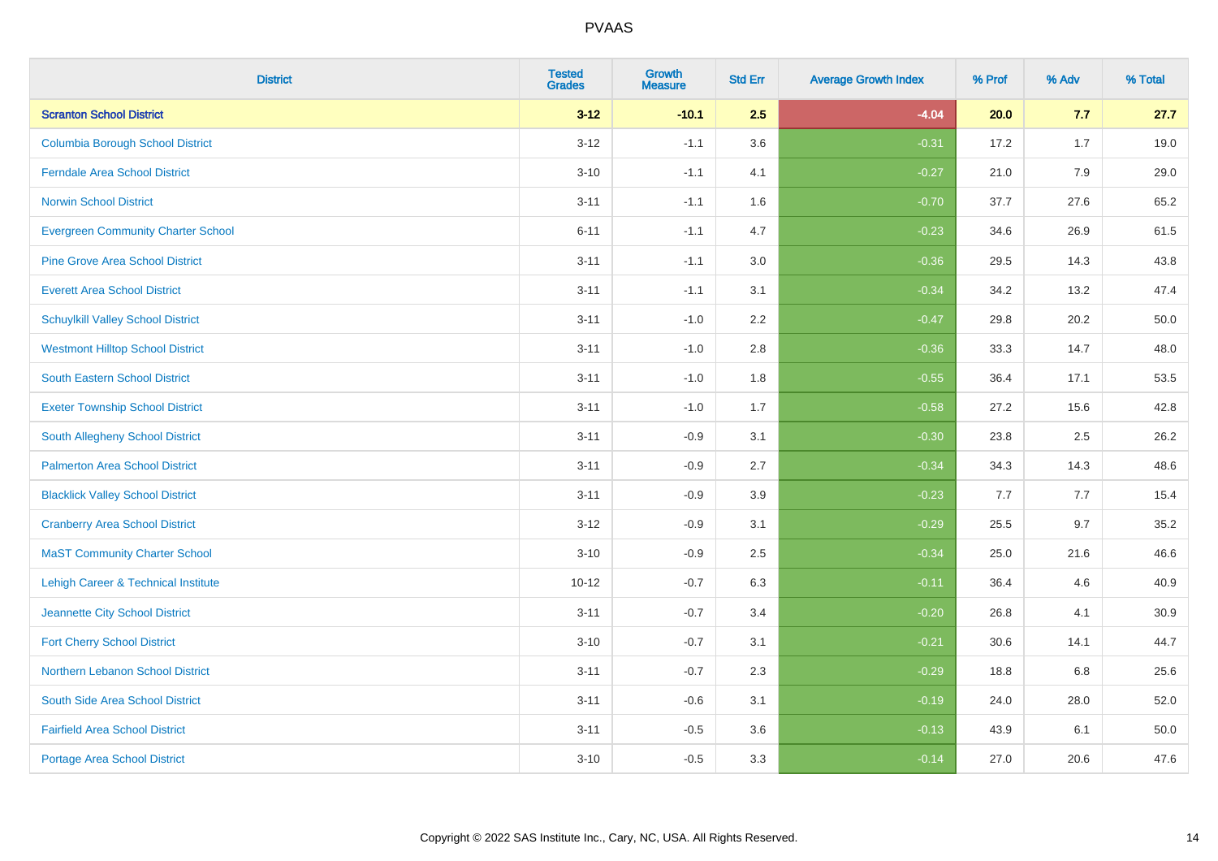| District | Tested Grades | Growth Measure | Std Err | Average Growth Index | % Prof | % Adv | % Total |
|---|---|---|---|---|---|---|---|
| **Scranton School District** | **3-12** | **-10.1** | **2.5** | **-4.04** | **20.0** | **7.7** | **27.7** |
| Columbia Borough School District | 3-12 | -1.1 | 3.6 | -0.31 | 17.2 | 1.7 | 19.0 |
| Ferndale Area School District | 3-10 | -1.1 | 4.1 | -0.27 | 21.0 | 7.9 | 29.0 |
| Norwin School District | 3-11 | -1.1 | 1.6 | -0.70 | 37.7 | 27.6 | 65.2 |
| Evergreen Community Charter School | 6-11 | -1.1 | 4.7 | -0.23 | 34.6 | 26.9 | 61.5 |
| Pine Grove Area School District | 3-11 | -1.1 | 3.0 | -0.36 | 29.5 | 14.3 | 43.8 |
| Everett Area School District | 3-11 | -1.1 | 3.1 | -0.34 | 34.2 | 13.2 | 47.4 |
| Schuylkill Valley School District | 3-11 | -1.0 | 2.2 | -0.47 | 29.8 | 20.2 | 50.0 |
| Westmont Hilltop School District | 3-11 | -1.0 | 2.8 | -0.36 | 33.3 | 14.7 | 48.0 |
| South Eastern School District | 3-11 | -1.0 | 1.8 | -0.55 | 36.4 | 17.1 | 53.5 |
| Exeter Township School District | 3-11 | -1.0 | 1.7 | -0.58 | 27.2 | 15.6 | 42.8 |
| South Allegheny School District | 3-11 | -0.9 | 3.1 | -0.30 | 23.8 | 2.5 | 26.2 |
| Palmerton Area School District | 3-11 | -0.9 | 2.7 | -0.34 | 34.3 | 14.3 | 48.6 |
| Blacklick Valley School District | 3-11 | -0.9 | 3.9 | -0.23 | 7.7 | 7.7 | 15.4 |
| Cranberry Area School District | 3-12 | -0.9 | 3.1 | -0.29 | 25.5 | 9.7 | 35.2 |
| MaST Community Charter School | 3-10 | -0.9 | 2.5 | -0.34 | 25.0 | 21.6 | 46.6 |
| Lehigh Career & Technical Institute | 10-12 | -0.7 | 6.3 | -0.11 | 36.4 | 4.6 | 40.9 |
| Jeannette City School District | 3-11 | -0.7 | 3.4 | -0.20 | 26.8 | 4.1 | 30.9 |
| Fort Cherry School District | 3-10 | -0.7 | 3.1 | -0.21 | 30.6 | 14.1 | 44.7 |
| Northern Lebanon School District | 3-11 | -0.7 | 2.3 | -0.29 | 18.8 | 6.8 | 25.6 |
| South Side Area School District | 3-11 | -0.6 | 3.1 | -0.19 | 24.0 | 28.0 | 52.0 |
| Fairfield Area School District | 3-11 | -0.5 | 3.6 | -0.13 | 43.9 | 6.1 | 50.0 |
| Portage Area School District | 3-10 | -0.5 | 3.3 | -0.14 | 27.0 | 20.6 | 47.6 |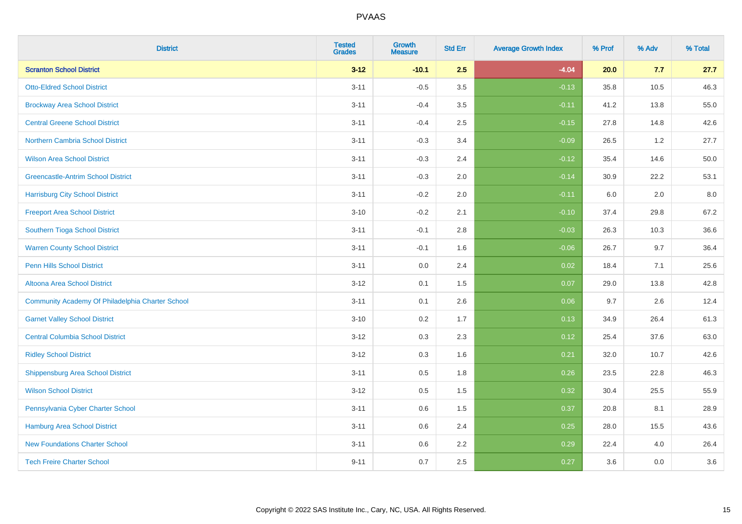# PVAAS

| District | Tested Grades | Growth Measure | Std Err | Average Growth Index | % Prof | % Adv | % Total |
|---|---|---|---|---|---|---|---|
| **Scranton School District** | **3-12** | **-10.1** | **2.5** | **-4.04** | **20.0** | **7.7** | **27.7** |
| Otto-Eldred School District | 3-11 | -0.5 | 3.5 | -0.13 | 35.8 | 10.5 | 46.3 |
| Brockway Area School District | 3-11 | -0.4 | 3.5 | -0.11 | 41.2 | 13.8 | 55.0 |
| Central Greene School District | 3-11 | -0.4 | 2.5 | -0.15 | 27.8 | 14.8 | 42.6 |
| Northern Cambria School District | 3-11 | -0.3 | 3.4 | -0.09 | 26.5 | 1.2 | 27.7 |
| Wilson Area School District | 3-11 | -0.3 | 2.4 | -0.12 | 35.4 | 14.6 | 50.0 |
| Greencastle-Antrim School District | 3-11 | -0.3 | 2.0 | -0.14 | 30.9 | 22.2 | 53.1 |
| Harrisburg City School District | 3-11 | -0.2 | 2.0 | -0.11 | 6.0 | 2.0 | 8.0 |
| Freeport Area School District | 3-10 | -0.2 | 2.1 | -0.10 | 37.4 | 29.8 | 67.2 |
| Southern Tioga School District | 3-11 | -0.1 | 2.8 | -0.03 | 26.3 | 10.3 | 36.6 |
| Warren County School District | 3-11 | -0.1 | 1.6 | -0.06 | 26.7 | 9.7 | 36.4 |
| Penn Hills School District | 3-11 | 0.0 | 2.4 | 0.02 | 18.4 | 7.1 | 25.6 |
| Altoona Area School District | 3-12 | 0.1 | 1.5 | 0.07 | 29.0 | 13.8 | 42.8 |
| Community Academy Of Philadelphia Charter School | 3-11 | 0.1 | 2.6 | 0.06 | 9.7 | 2.6 | 12.4 |
| Garnet Valley School District | 3-10 | 0.2 | 1.7 | 0.13 | 34.9 | 26.4 | 61.3 |
| Central Columbia School District | 3-12 | 0.3 | 2.3 | 0.12 | 25.4 | 37.6 | 63.0 |
| Ridley School District | 3-12 | 0.3 | 1.6 | 0.21 | 32.0 | 10.7 | 42.6 |
| Shippensburg Area School District | 3-11 | 0.5 | 1.8 | 0.26 | 23.5 | 22.8 | 46.3 |
| Wilson School District | 3-12 | 0.5 | 1.5 | 0.32 | 30.4 | 25.5 | 55.9 |
| Pennsylvania Cyber Charter School | 3-11 | 0.6 | 1.5 | 0.37 | 20.8 | 8.1 | 28.9 |
| Hamburg Area School District | 3-11 | 0.6 | 2.4 | 0.25 | 28.0 | 15.5 | 43.6 |
| New Foundations Charter School | 3-11 | 0.6 | 2.2 | 0.29 | 22.4 | 4.0 | 26.4 |
| Tech Freire Charter School | 9-11 | 0.7 | 2.5 | 0.27 | 3.6 | 0.0 | 3.6 |

Copyright © 2022 SAS Institute Inc., Cary, NC, USA. All Rights Reserved.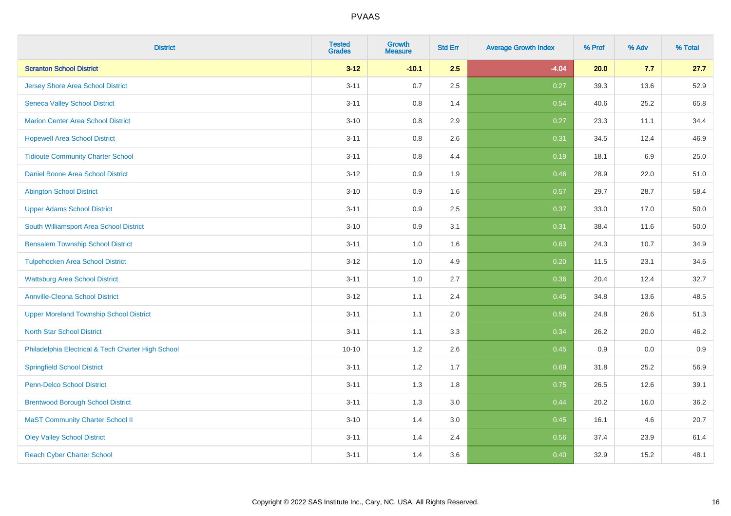PVAAS

| District | Tested Grades | Growth Measure | Std Err | Average Growth Index | % Prof | % Adv | % Total |
|---|---|---|---|---|---|---|---|
| **Scranton School District** | **3-12** | **-10.1** | **2.5** | **-4.04** | **20.0** | **7.7** | **27.7** |
| Jersey Shore Area School District | 3-11 | 0.7 | 2.5 | 0.27 | 39.3 | 13.6 | 52.9 |
| Seneca Valley School District | 3-11 | 0.8 | 1.4 | 0.54 | 40.6 | 25.2 | 65.8 |
| Marion Center Area School District | 3-10 | 0.8 | 2.9 | 0.27 | 23.3 | 11.1 | 34.4 |
| Hopewell Area School District | 3-11 | 0.8 | 2.6 | 0.31 | 34.5 | 12.4 | 46.9 |
| Tidioute Community Charter School | 3-11 | 0.8 | 4.4 | 0.19 | 18.1 | 6.9 | 25.0 |
| Daniel Boone Area School District | 3-12 | 0.9 | 1.9 | 0.46 | 28.9 | 22.0 | 51.0 |
| Abington School District | 3-10 | 0.9 | 1.6 | 0.57 | 29.7 | 28.7 | 58.4 |
| Upper Adams School District | 3-11 | 0.9 | 2.5 | 0.37 | 33.0 | 17.0 | 50.0 |
| South Williamsport Area School District | 3-10 | 0.9 | 3.1 | 0.31 | 38.4 | 11.6 | 50.0 |
| Bensalem Township School District | 3-11 | 1.0 | 1.6 | 0.63 | 24.3 | 10.7 | 34.9 |
| Tulpehocken Area School District | 3-12 | 1.0 | 4.9 | 0.20 | 11.5 | 23.1 | 34.6 |
| Wattsburg Area School District | 3-11 | 1.0 | 2.7 | 0.36 | 20.4 | 12.4 | 32.7 |
| Annville-Cleona School District | 3-12 | 1.1 | 2.4 | 0.45 | 34.8 | 13.6 | 48.5 |
| Upper Moreland Township School District | 3-11 | 1.1 | 2.0 | 0.56 | 24.8 | 26.6 | 51.3 |
| North Star School District | 3-11 | 1.1 | 3.3 | 0.34 | 26.2 | 20.0 | 46.2 |
| Philadelphia Electrical & Tech Charter High School | 10-10 | 1.2 | 2.6 | 0.45 | 0.9 | 0.0 | 0.9 |
| Springfield School District | 3-11 | 1.2 | 1.7 | 0.69 | 31.8 | 25.2 | 56.9 |
| Penn-Delco School District | 3-11 | 1.3 | 1.8 | 0.75 | 26.5 | 12.6 | 39.1 |
| Brentwood Borough School District | 3-11 | 1.3 | 3.0 | 0.44 | 20.2 | 16.0 | 36.2 |
| MaST Community Charter School II | 3-10 | 1.4 | 3.0 | 0.45 | 16.1 | 4.6 | 20.7 |
| Oley Valley School District | 3-11 | 1.4 | 2.4 | 0.56 | 37.4 | 23.9 | 61.4 |
| Reach Cyber Charter School | 3-11 | 1.4 | 3.6 | 0.40 | 32.9 | 15.2 | 48.1 |

Copyright © 2022 SAS Institute Inc., Cary, NC, USA. All Rights Reserved.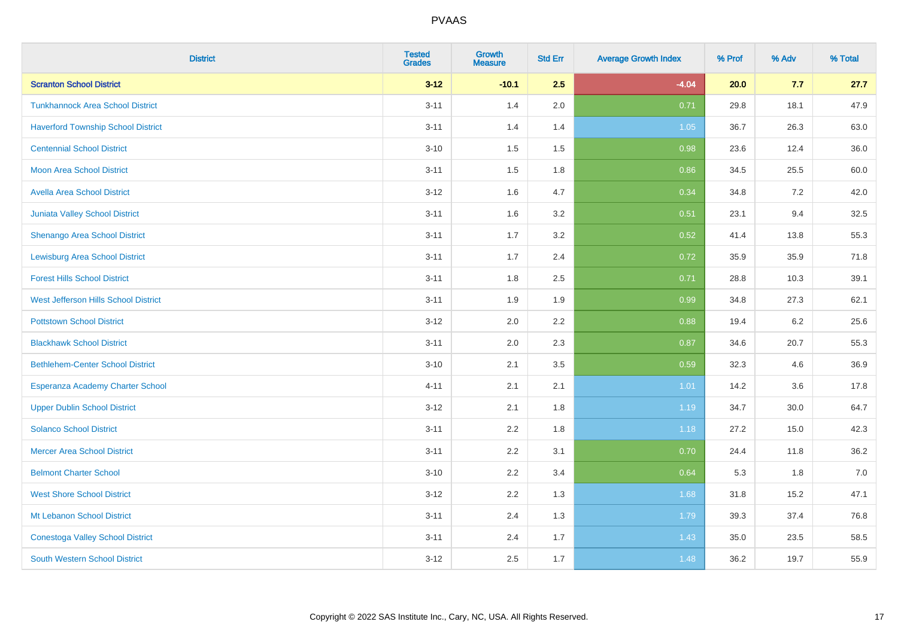| District | Tested Grades | Growth Measure | Std Err | Average Growth Index | % Prof | % Adv | % Total |
|---|---|---|---|---|---|---|---|
| **Scranton School District** | **3-12** | **-10.1** | **2.5** | **-4.04** | **20.0** | **7.7** | **27.7** |
| Tunkhannock Area School District | 3-11 | 1.4 | 2.0 | 0.71 | 29.8 | 18.1 | 47.9 |
| Haverford Township School District | 3-11 | 1.4 | 1.4 | 1.05 | 36.7 | 26.3 | 63.0 |
| Centennial School District | 3-10 | 1.5 | 1.5 | 0.98 | 23.6 | 12.4 | 36.0 |
| Moon Area School District | 3-11 | 1.5 | 1.8 | 0.86 | 34.5 | 25.5 | 60.0 |
| Avella Area School District | 3-12 | 1.6 | 4.7 | 0.34 | 34.8 | 7.2 | 42.0 |
| Juniata Valley School District | 3-11 | 1.6 | 3.2 | 0.51 | 23.1 | 9.4 | 32.5 |
| Shenango Area School District | 3-11 | 1.7 | 3.2 | 0.52 | 41.4 | 13.8 | 55.3 |
| Lewisburg Area School District | 3-11 | 1.7 | 2.4 | 0.72 | 35.9 | 35.9 | 71.8 |
| Forest Hills School District | 3-11 | 1.8 | 2.5 | 0.71 | 28.8 | 10.3 | 39.1 |
| West Jefferson Hills School District | 3-11 | 1.9 | 1.9 | 0.99 | 34.8 | 27.3 | 62.1 |
| Pottstown School District | 3-12 | 2.0 | 2.2 | 0.88 | 19.4 | 6.2 | 25.6 |
| Blackhawk School District | 3-11 | 2.0 | 2.3 | 0.87 | 34.6 | 20.7 | 55.3 |
| Bethlehem-Center School District | 3-10 | 2.1 | 3.5 | 0.59 | 32.3 | 4.6 | 36.9 |
| Esperanza Academy Charter School | 4-11 | 2.1 | 2.1 | 1.01 | 14.2 | 3.6 | 17.8 |
| Upper Dublin School District | 3-12 | 2.1 | 1.8 | 1.19 | 34.7 | 30.0 | 64.7 |
| Solanco School District | 3-11 | 2.2 | 1.8 | 1.18 | 27.2 | 15.0 | 42.3 |
| Mercer Area School District | 3-11 | 2.2 | 3.1 | 0.70 | 24.4 | 11.8 | 36.2 |
| Belmont Charter School | 3-10 | 2.2 | 3.4 | 0.64 | 5.3 | 1.8 | 7.0 |
| West Shore School District | 3-12 | 2.2 | 1.3 | 1.68 | 31.8 | 15.2 | 47.1 |
| Mt Lebanon School District | 3-11 | 2.4 | 1.3 | 1.79 | 39.3 | 37.4 | 76.8 |
| Conestoga Valley School District | 3-11 | 2.4 | 1.7 | 1.43 | 35.0 | 23.5 | 58.5 |
| South Western School District | 3-12 | 2.5 | 1.7 | 1.48 | 36.2 | 19.7 | 55.9 |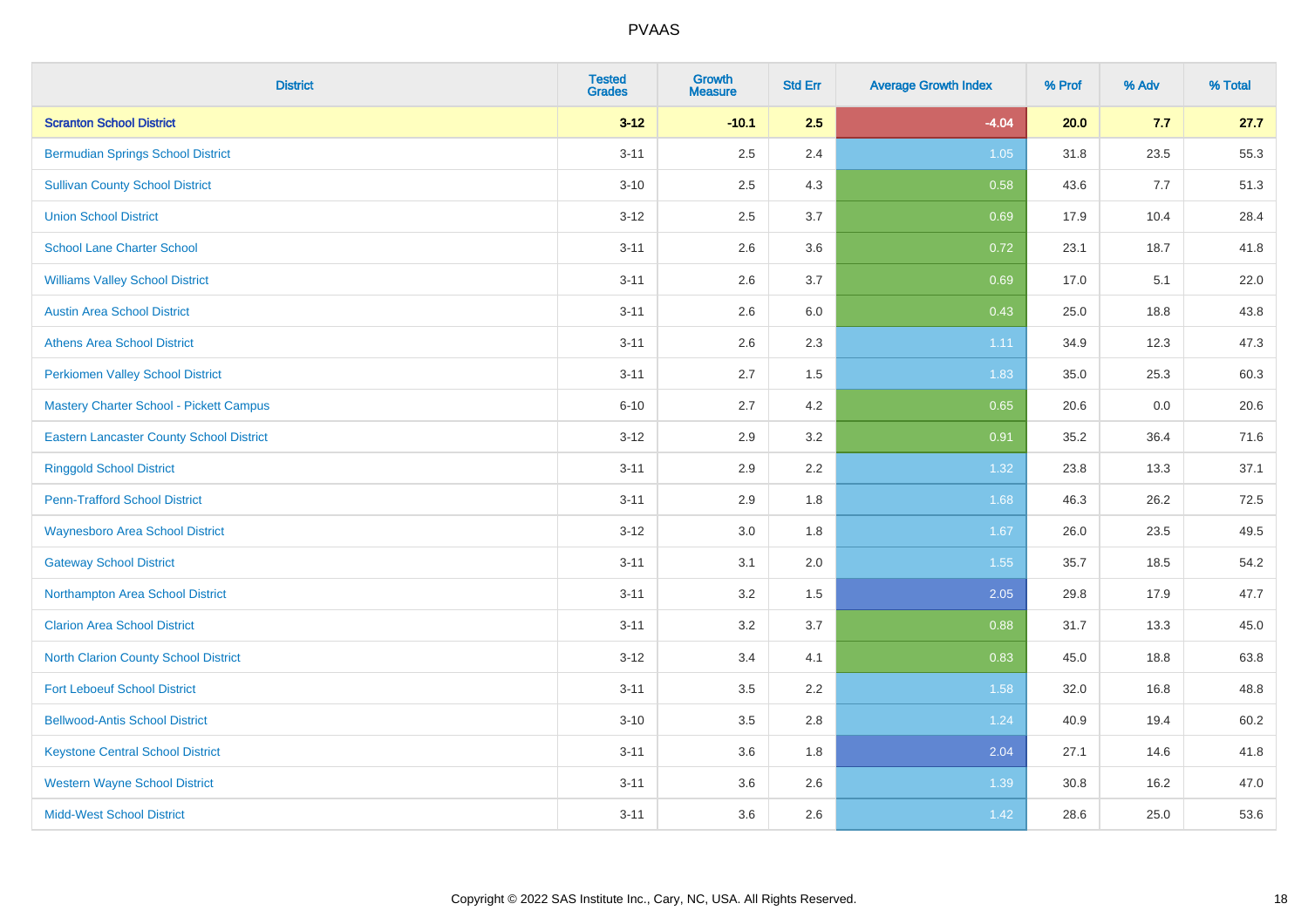PVAAS

| District | Tested Grades | Growth Measure | Std Err | Average Growth Index | % Prof | % Adv | % Total |
|---|---|---|---|---|---|---|---|
| **Scranton School District** | **3-12** | **-10.1** | **2.5** | **-4.04** | **20.0** | **7.7** | **27.7** |
| Bermudian Springs School District | 3-11 | 2.5 | 2.4 | 1.05 | 31.8 | 23.5 | 55.3 |
| Sullivan County School District | 3-10 | 2.5 | 4.3 | 0.58 | 43.6 | 7.7 | 51.3 |
| Union School District | 3-12 | 2.5 | 3.7 | 0.69 | 17.9 | 10.4 | 28.4 |
| School Lane Charter School | 3-11 | 2.6 | 3.6 | 0.72 | 23.1 | 18.7 | 41.8 |
| Williams Valley School District | 3-11 | 2.6 | 3.7 | 0.69 | 17.0 | 5.1 | 22.0 |
| Austin Area School District | 3-11 | 2.6 | 6.0 | 0.43 | 25.0 | 18.8 | 43.8 |
| Athens Area School District | 3-11 | 2.6 | 2.3 | 1.11 | 34.9 | 12.3 | 47.3 |
| Perkiomen Valley School District | 3-11 | 2.7 | 1.5 | 1.83 | 35.0 | 25.3 | 60.3 |
| Mastery Charter School - Pickett Campus | 6-10 | 2.7 | 4.2 | 0.65 | 20.6 | 0.0 | 20.6 |
| Eastern Lancaster County School District | 3-12 | 2.9 | 3.2 | 0.91 | 35.2 | 36.4 | 71.6 |
| Ringgold School District | 3-11 | 2.9 | 2.2 | 1.32 | 23.8 | 13.3 | 37.1 |
| Penn-Trafford School District | 3-11 | 2.9 | 1.8 | 1.68 | 46.3 | 26.2 | 72.5 |
| Waynesboro Area School District | 3-12 | 3.0 | 1.8 | 1.67 | 26.0 | 23.5 | 49.5 |
| Gateway School District | 3-11 | 3.1 | 2.0 | 1.55 | 35.7 | 18.5 | 54.2 |
| Northampton Area School District | 3-11 | 3.2 | 1.5 | 2.05 | 29.8 | 17.9 | 47.7 |
| Clarion Area School District | 3-11 | 3.2 | 3.7 | 0.88 | 31.7 | 13.3 | 45.0 |
| North Clarion County School District | 3-12 | 3.4 | 4.1 | 0.83 | 45.0 | 18.8 | 63.8 |
| Fort Leboeuf School District | 3-11 | 3.5 | 2.2 | 1.58 | 32.0 | 16.8 | 48.8 |
| Bellwood-Antis School District | 3-10 | 3.5 | 2.8 | 1.24 | 40.9 | 19.4 | 60.2 |
| Keystone Central School District | 3-11 | 3.6 | 1.8 | 2.04 | 27.1 | 14.6 | 41.8 |
| Western Wayne School District | 3-11 | 3.6 | 2.6 | 1.39 | 30.8 | 16.2 | 47.0 |
| Midd-West School District | 3-11 | 3.6 | 2.6 | 1.42 | 28.6 | 25.0 | 53.6 |

Copyright © 2022 SAS Institute Inc., Cary, NC, USA. All Rights Reserved.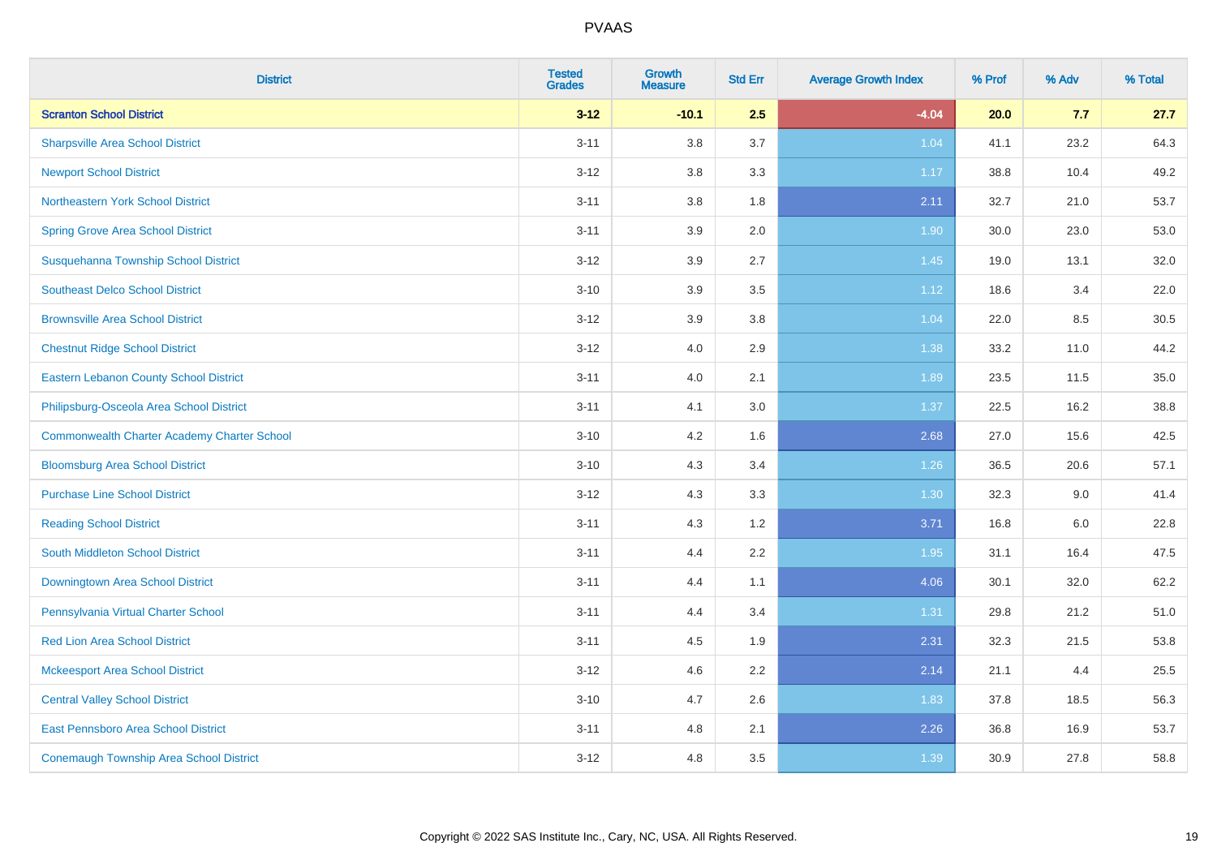# PVAAS

| District | Tested Grades | Growth Measure | Std Err | Average Growth Index | % Prof | % Adv | % Total |
|---|---|---|---|---|---|---|---|
| **Scranton School District** | **3-12** | **-10.1** | **2.5** | **-4.04** | **20.0** | **7.7** | **27.7** |
| Sharpsville Area School District | 3-11 | 3.8 | 3.7 | 1.04 | 41.1 | 23.2 | 64.3 |
| Newport School District | 3-12 | 3.8 | 3.3 | 1.17 | 38.8 | 10.4 | 49.2 |
| Northeastern York School District | 3-11 | 3.8 | 1.8 | 2.11 | 32.7 | 21.0 | 53.7 |
| Spring Grove Area School District | 3-11 | 3.9 | 2.0 | 1.90 | 30.0 | 23.0 | 53.0 |
| Susquehanna Township School District | 3-12 | 3.9 | 2.7 | 1.45 | 19.0 | 13.1 | 32.0 |
| Southeast Delco School District | 3-10 | 3.9 | 3.5 | 1.12 | 18.6 | 3.4 | 22.0 |
| Brownsville Area School District | 3-12 | 3.9 | 3.8 | 1.04 | 22.0 | 8.5 | 30.5 |
| Chestnut Ridge School District | 3-12 | 4.0 | 2.9 | 1.38 | 33.2 | 11.0 | 44.2 |
| Eastern Lebanon County School District | 3-11 | 4.0 | 2.1 | 1.89 | 23.5 | 11.5 | 35.0 |
| Philipsburg-Osceola Area School District | 3-11 | 4.1 | 3.0 | 1.37 | 22.5 | 16.2 | 38.8 |
| Commonwealth Charter Academy Charter School | 3-10 | 4.2 | 1.6 | 2.68 | 27.0 | 15.6 | 42.5 |
| Bloomsburg Area School District | 3-10 | 4.3 | 3.4 | 1.26 | 36.5 | 20.6 | 57.1 |
| Purchase Line School District | 3-12 | 4.3 | 3.3 | 1.30 | 32.3 | 9.0 | 41.4 |
| Reading School District | 3-11 | 4.3 | 1.2 | 3.71 | 16.8 | 6.0 | 22.8 |
| South Middleton School District | 3-11 | 4.4 | 2.2 | 1.95 | 31.1 | 16.4 | 47.5 |
| Downingtown Area School District | 3-11 | 4.4 | 1.1 | 4.06 | 30.1 | 32.0 | 62.2 |
| Pennsylvania Virtual Charter School | 3-11 | 4.4 | 3.4 | 1.31 | 29.8 | 21.2 | 51.0 |
| Red Lion Area School District | 3-11 | 4.5 | 1.9 | 2.31 | 32.3 | 21.5 | 53.8 |
| Mckeesport Area School District | 3-12 | 4.6 | 2.2 | 2.14 | 21.1 | 4.4 | 25.5 |
| Central Valley School District | 3-10 | 4.7 | 2.6 | 1.83 | 37.8 | 18.5 | 56.3 |
| East Pennsboro Area School District | 3-11 | 4.8 | 2.1 | 2.26 | 36.8 | 16.9 | 53.7 |
| Conemaugh Township Area School District | 3-12 | 4.8 | 3.5 | 1.39 | 30.9 | 27.8 | 58.8 |

Copyright © 2022 SAS Institute Inc., Cary, NC, USA. All Rights Reserved.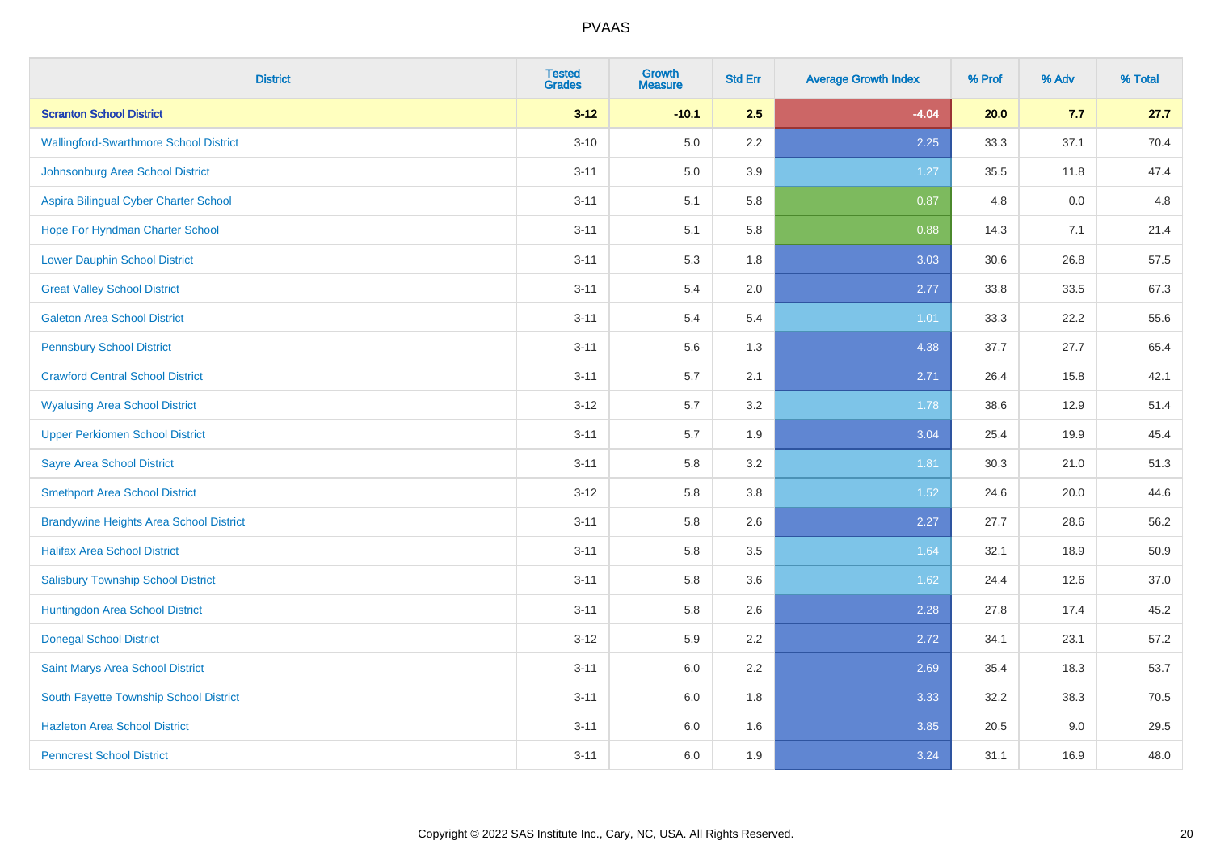| District | Tested Grades | Growth Measure | Std Err | Average Growth Index | % Prof | % Adv | % Total |
|---|---|---|---|---|---|---|---|
| **Scranton School District** | **3-12** | **-10.1** | **2.5** | **-4.04** | **20.0** | **7.7** | **27.7** |
| Wallingford-Swarthmore School District | 3-10 | 5.0 | 2.2 | 2.25 | 33.3 | 37.1 | 70.4 |
| Johnsonburg Area School District | 3-11 | 5.0 | 3.9 | 1.27 | 35.5 | 11.8 | 47.4 |
| Aspira Bilingual Cyber Charter School | 3-11 | 5.1 | 5.8 | 0.87 | 4.8 | 0.0 | 4.8 |
| Hope For Hyndman Charter School | 3-11 | 5.1 | 5.8 | 0.88 | 14.3 | 7.1 | 21.4 |
| Lower Dauphin School District | 3-11 | 5.3 | 1.8 | 3.03 | 30.6 | 26.8 | 57.5 |
| Great Valley School District | 3-11 | 5.4 | 2.0 | 2.77 | 33.8 | 33.5 | 67.3 |
| Galeton Area School District | 3-11 | 5.4 | 5.4 | 1.01 | 33.3 | 22.2 | 55.6 |
| Pennsbury School District | 3-11 | 5.6 | 1.3 | 4.38 | 37.7 | 27.7 | 65.4 |
| Crawford Central School District | 3-11 | 5.7 | 2.1 | 2.71 | 26.4 | 15.8 | 42.1 |
| Wyalusing Area School District | 3-12 | 5.7 | 3.2 | 1.78 | 38.6 | 12.9 | 51.4 |
| Upper Perkiomen School District | 3-11 | 5.7 | 1.9 | 3.04 | 25.4 | 19.9 | 45.4 |
| Sayre Area School District | 3-11 | 5.8 | 3.2 | 1.81 | 30.3 | 21.0 | 51.3 |
| Smethport Area School District | 3-12 | 5.8 | 3.8 | 1.52 | 24.6 | 20.0 | 44.6 |
| Brandywine Heights Area School District | 3-11 | 5.8 | 2.6 | 2.27 | 27.7 | 28.6 | 56.2 |
| Halifax Area School District | 3-11 | 5.8 | 3.5 | 1.64 | 32.1 | 18.9 | 50.9 |
| Salisbury Township School District | 3-11 | 5.8 | 3.6 | 1.62 | 24.4 | 12.6 | 37.0 |
| Huntingdon Area School District | 3-11 | 5.8 | 2.6 | 2.28 | 27.8 | 17.4 | 45.2 |
| Donegal School District | 3-12 | 5.9 | 2.2 | 2.72 | 34.1 | 23.1 | 57.2 |
| Saint Marys Area School District | 3-11 | 6.0 | 2.2 | 2.69 | 35.4 | 18.3 | 53.7 |
| South Fayette Township School District | 3-11 | 6.0 | 1.8 | 3.33 | 32.2 | 38.3 | 70.5 |
| Hazleton Area School District | 3-11 | 6.0 | 1.6 | 3.85 | 20.5 | 9.0 | 29.5 |
| Penncrest School District | 3-11 | 6.0 | 1.9 | 3.24 | 31.1 | 16.9 | 48.0 |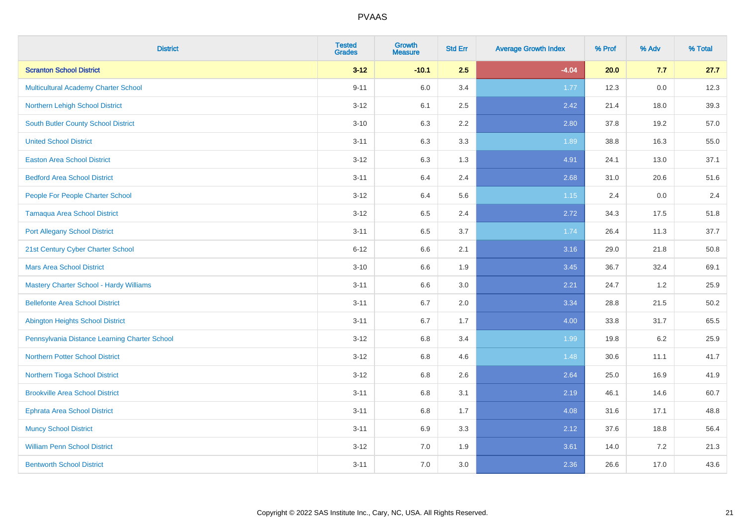# PVAAS

| District | Tested Grades | Growth Measure | Std Err | Average Growth Index | % Prof | % Adv | % Total |
|---|---|---|---|---|---|---|---|
| **Scranton School District** | **3-12** | **-10.1** | **2.5** | **-4.04** | **20.0** | **7.7** | **27.7** |
| Multicultural Academy Charter School | 9-11 | 6.0 | 3.4 | 1.77 | 12.3 | 0.0 | 12.3 |
| Northern Lehigh School District | 3-12 | 6.1 | 2.5 | 2.42 | 21.4 | 18.0 | 39.3 |
| South Butler County School District | 3-10 | 6.3 | 2.2 | 2.80 | 37.8 | 19.2 | 57.0 |
| United School District | 3-11 | 6.3 | 3.3 | 1.89 | 38.8 | 16.3 | 55.0 |
| Easton Area School District | 3-12 | 6.3 | 1.3 | 4.91 | 24.1 | 13.0 | 37.1 |
| Bedford Area School District | 3-11 | 6.4 | 2.4 | 2.68 | 31.0 | 20.6 | 51.6 |
| People For People Charter School | 3-12 | 6.4 | 5.6 | 1.15 | 2.4 | 0.0 | 2.4 |
| Tamaqua Area School District | 3-12 | 6.5 | 2.4 | 2.72 | 34.3 | 17.5 | 51.8 |
| Port Allegany School District | 3-11 | 6.5 | 3.7 | 1.74 | 26.4 | 11.3 | 37.7 |
| 21st Century Cyber Charter School | 6-12 | 6.6 | 2.1 | 3.16 | 29.0 | 21.8 | 50.8 |
| Mars Area School District | 3-10 | 6.6 | 1.9 | 3.45 | 36.7 | 32.4 | 69.1 |
| Mastery Charter School - Hardy Williams | 3-11 | 6.6 | 3.0 | 2.21 | 24.7 | 1.2 | 25.9 |
| Bellefonte Area School District | 3-11 | 6.7 | 2.0 | 3.34 | 28.8 | 21.5 | 50.2 |
| Abington Heights School District | 3-11 | 6.7 | 1.7 | 4.00 | 33.8 | 31.7 | 65.5 |
| Pennsylvania Distance Learning Charter School | 3-12 | 6.8 | 3.4 | 1.99 | 19.8 | 6.2 | 25.9 |
| Northern Potter School District | 3-12 | 6.8 | 4.6 | 1.48 | 30.6 | 11.1 | 41.7 |
| Northern Tioga School District | 3-12 | 6.8 | 2.6 | 2.64 | 25.0 | 16.9 | 41.9 |
| Brookville Area School District | 3-11 | 6.8 | 3.1 | 2.19 | 46.1 | 14.6 | 60.7 |
| Ephrata Area School District | 3-11 | 6.8 | 1.7 | 4.08 | 31.6 | 17.1 | 48.8 |
| Muncy School District | 3-11 | 6.9 | 3.3 | 2.12 | 37.6 | 18.8 | 56.4 |
| William Penn School District | 3-12 | 7.0 | 1.9 | 3.61 | 14.0 | 7.2 | 21.3 |
| Bentworth School District | 3-11 | 7.0 | 3.0 | 2.36 | 26.6 | 17.0 | 43.6 |

Copyright © 2022 SAS Institute Inc., Cary, NC, USA. All Rights Reserved.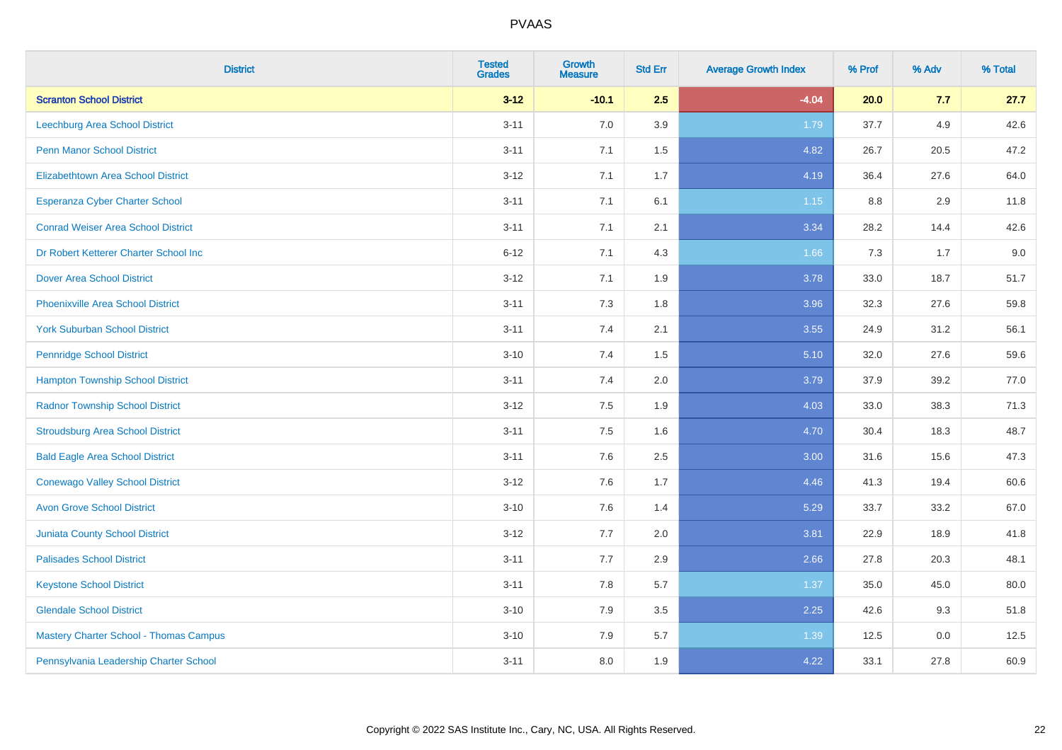PVAAS

| District | Tested Grades | Growth Measure | Std Err | Average Growth Index | % Prof | % Adv | % Total |
|---|---|---|---|---|---|---|---|
| **Scranton School District** | **3-12** | **-10.1** | **2.5** | **-4.04** | **20.0** | **7.7** | **27.7** |
| Leechburg Area School District | 3-11 | 7.0 | 3.9 | 1.79 | 37.7 | 4.9 | 42.6 |
| Penn Manor School District | 3-11 | 7.1 | 1.5 | 4.82 | 26.7 | 20.5 | 47.2 |
| Elizabethtown Area School District | 3-12 | 7.1 | 1.7 | 4.19 | 36.4 | 27.6 | 64.0 |
| Esperanza Cyber Charter School | 3-11 | 7.1 | 6.1 | 1.15 | 8.8 | 2.9 | 11.8 |
| Conrad Weiser Area School District | 3-11 | 7.1 | 2.1 | 3.34 | 28.2 | 14.4 | 42.6 |
| Dr Robert Ketterer Charter School Inc | 6-12 | 7.1 | 4.3 | 1.66 | 7.3 | 1.7 | 9.0 |
| Dover Area School District | 3-12 | 7.1 | 1.9 | 3.78 | 33.0 | 18.7 | 51.7 |
| Phoenixville Area School District | 3-11 | 7.3 | 1.8 | 3.96 | 32.3 | 27.6 | 59.8 |
| York Suburban School District | 3-11 | 7.4 | 2.1 | 3.55 | 24.9 | 31.2 | 56.1 |
| Pennridge School District | 3-10 | 7.4 | 1.5 | 5.10 | 32.0 | 27.6 | 59.6 |
| Hampton Township School District | 3-11 | 7.4 | 2.0 | 3.79 | 37.9 | 39.2 | 77.0 |
| Radnor Township School District | 3-12 | 7.5 | 1.9 | 4.03 | 33.0 | 38.3 | 71.3 |
| Stroudsburg Area School District | 3-11 | 7.5 | 1.6 | 4.70 | 30.4 | 18.3 | 48.7 |
| Bald Eagle Area School District | 3-11 | 7.6 | 2.5 | 3.00 | 31.6 | 15.6 | 47.3 |
| Conewago Valley School District | 3-12 | 7.6 | 1.7 | 4.46 | 41.3 | 19.4 | 60.6 |
| Avon Grove School District | 3-10 | 7.6 | 1.4 | 5.29 | 33.7 | 33.2 | 67.0 |
| Juniata County School District | 3-12 | 7.7 | 2.0 | 3.81 | 22.9 | 18.9 | 41.8 |
| Palisades School District | 3-11 | 7.7 | 2.9 | 2.66 | 27.8 | 20.3 | 48.1 |
| Keystone School District | 3-11 | 7.8 | 5.7 | 1.37 | 35.0 | 45.0 | 80.0 |
| Glendale School District | 3-10 | 7.9 | 3.5 | 2.25 | 42.6 | 9.3 | 51.8 |
| Mastery Charter School - Thomas Campus | 3-10 | 7.9 | 5.7 | 1.39 | 12.5 | 0.0 | 12.5 |
| Pennsylvania Leadership Charter School | 3-11 | 8.0 | 1.9 | 4.22 | 33.1 | 27.8 | 60.9 |

Copyright © 2022 SAS Institute Inc., Cary, NC, USA. All Rights Reserved.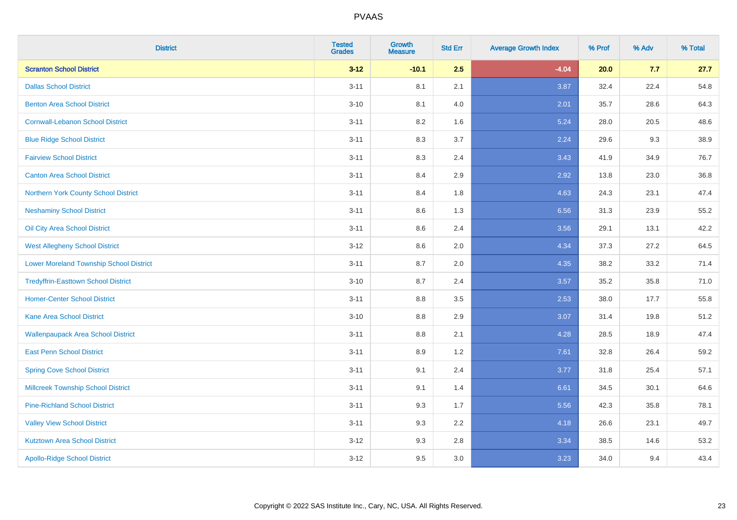# PVAAS

| District | Tested Grades | Growth Measure | Std Err | Average Growth Index | % Prof | % Adv | % Total |
|---|---|---|---|---|---|---|---|
| **Scranton School District** | **3-12** | **-10.1** | **2.5** | **-4.04** | **20.0** | **7.7** | **27.7** |
| Dallas School District | 3-11 | 8.1 | 2.1 | 3.87 | 32.4 | 22.4 | 54.8 |
| Benton Area School District | 3-10 | 8.1 | 4.0 | 2.01 | 35.7 | 28.6 | 64.3 |
| Cornwall-Lebanon School District | 3-11 | 8.2 | 1.6 | 5.24 | 28.0 | 20.5 | 48.6 |
| Blue Ridge School District | 3-11 | 8.3 | 3.7 | 2.24 | 29.6 | 9.3 | 38.9 |
| Fairview School District | 3-11 | 8.3 | 2.4 | 3.43 | 41.9 | 34.9 | 76.7 |
| Canton Area School District | 3-11 | 8.4 | 2.9 | 2.92 | 13.8 | 23.0 | 36.8 |
| Northern York County School District | 3-11 | 8.4 | 1.8 | 4.63 | 24.3 | 23.1 | 47.4 |
| Neshaminy School District | 3-11 | 8.6 | 1.3 | 6.56 | 31.3 | 23.9 | 55.2 |
| Oil City Area School District | 3-11 | 8.6 | 2.4 | 3.56 | 29.1 | 13.1 | 42.2 |
| West Allegheny School District | 3-12 | 8.6 | 2.0 | 4.34 | 37.3 | 27.2 | 64.5 |
| Lower Moreland Township School District | 3-11 | 8.7 | 2.0 | 4.35 | 38.2 | 33.2 | 71.4 |
| Tredyffrin-Easttown School District | 3-10 | 8.7 | 2.4 | 3.57 | 35.2 | 35.8 | 71.0 |
| Homer-Center School District | 3-11 | 8.8 | 3.5 | 2.53 | 38.0 | 17.7 | 55.8 |
| Kane Area School District | 3-10 | 8.8 | 2.9 | 3.07 | 31.4 | 19.8 | 51.2 |
| Wallenpaupack Area School District | 3-11 | 8.8 | 2.1 | 4.28 | 28.5 | 18.9 | 47.4 |
| East Penn School District | 3-11 | 8.9 | 1.2 | 7.61 | 32.8 | 26.4 | 59.2 |
| Spring Cove School District | 3-11 | 9.1 | 2.4 | 3.77 | 31.8 | 25.4 | 57.1 |
| Millcreek Township School District | 3-11 | 9.1 | 1.4 | 6.61 | 34.5 | 30.1 | 64.6 |
| Pine-Richland School District | 3-11 | 9.3 | 1.7 | 5.56 | 42.3 | 35.8 | 78.1 |
| Valley View School District | 3-11 | 9.3 | 2.2 | 4.18 | 26.6 | 23.1 | 49.7 |
| Kutztown Area School District | 3-12 | 9.3 | 2.8 | 3.34 | 38.5 | 14.6 | 53.2 |
| Apollo-Ridge School District | 3-12 | 9.5 | 3.0 | 3.23 | 34.0 | 9.4 | 43.4 |

Copyright © 2022 SAS Institute Inc., Cary, NC, USA. All Rights Reserved.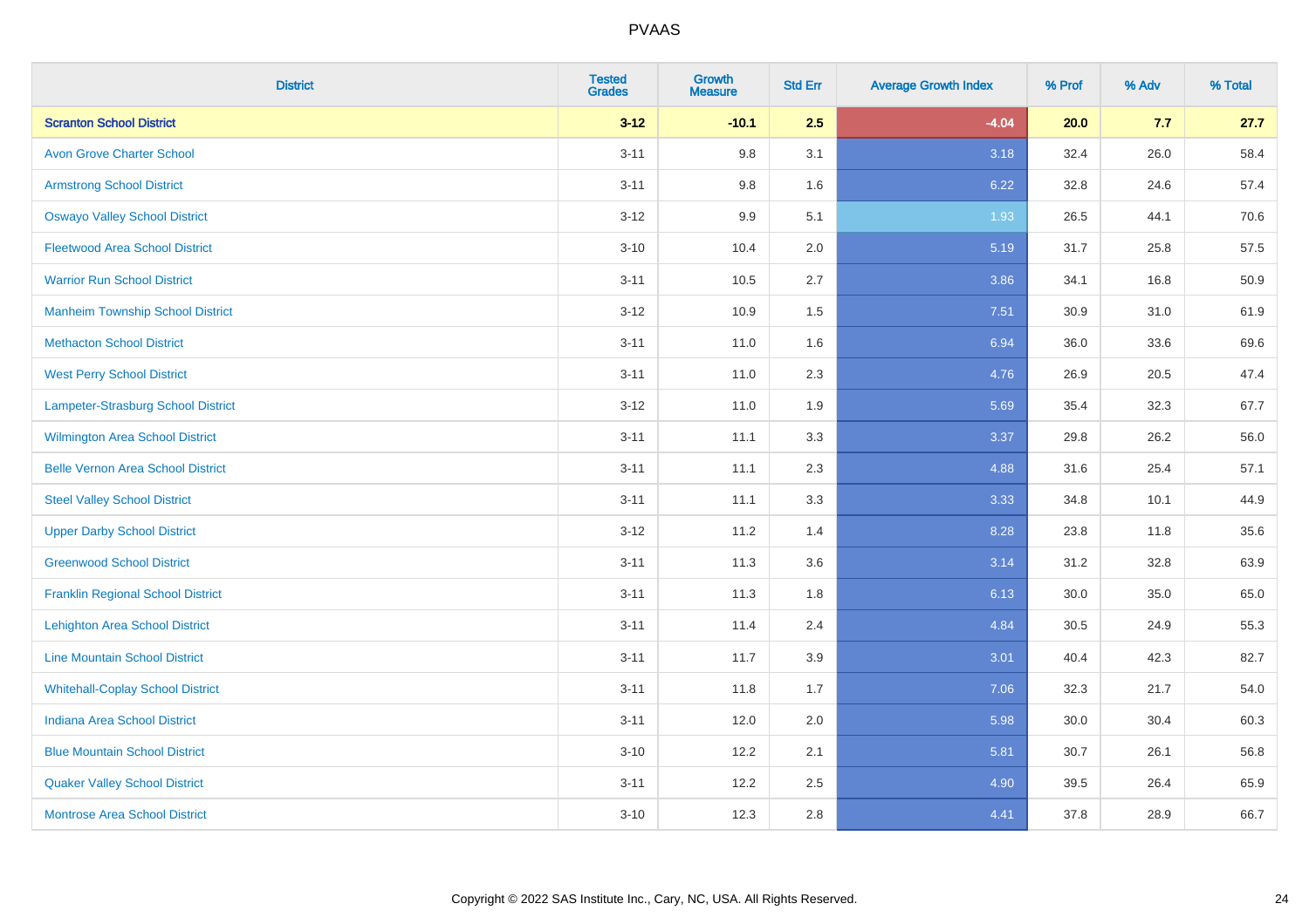# PVAAS

| District | Tested Grades | Growth Measure | Std Err | Average Growth Index | % Prof | % Adv | % Total |
|---|---|---|---|---|---|---|---|
| **Scranton School District** | **3-12** | **-10.1** | **2.5** | **-4.04** | **20.0** | **7.7** | **27.7** |
| Avon Grove Charter School | 3-11 | 9.8 | 3.1 | 3.18 | 32.4 | 26.0 | 58.4 |
| Armstrong School District | 3-11 | 9.8 | 1.6 | 6.22 | 32.8 | 24.6 | 57.4 |
| Oswayo Valley School District | 3-12 | 9.9 | 5.1 | 1.93 | 26.5 | 44.1 | 70.6 |
| Fleetwood Area School District | 3-10 | 10.4 | 2.0 | 5.19 | 31.7 | 25.8 | 57.5 |
| Warrior Run School District | 3-11 | 10.5 | 2.7 | 3.86 | 34.1 | 16.8 | 50.9 |
| Manheim Township School District | 3-12 | 10.9 | 1.5 | 7.51 | 30.9 | 31.0 | 61.9 |
| Methacton School District | 3-11 | 11.0 | 1.6 | 6.94 | 36.0 | 33.6 | 69.6 |
| West Perry School District | 3-11 | 11.0 | 2.3 | 4.76 | 26.9 | 20.5 | 47.4 |
| Lampeter-Strasburg School District | 3-12 | 11.0 | 1.9 | 5.69 | 35.4 | 32.3 | 67.7 |
| Wilmington Area School District | 3-11 | 11.1 | 3.3 | 3.37 | 29.8 | 26.2 | 56.0 |
| Belle Vernon Area School District | 3-11 | 11.1 | 2.3 | 4.88 | 31.6 | 25.4 | 57.1 |
| Steel Valley School District | 3-11 | 11.1 | 3.3 | 3.33 | 34.8 | 10.1 | 44.9 |
| Upper Darby School District | 3-12 | 11.2 | 1.4 | 8.28 | 23.8 | 11.8 | 35.6 |
| Greenwood School District | 3-11 | 11.3 | 3.6 | 3.14 | 31.2 | 32.8 | 63.9 |
| Franklin Regional School District | 3-11 | 11.3 | 1.8 | 6.13 | 30.0 | 35.0 | 65.0 |
| Lehighton Area School District | 3-11 | 11.4 | 2.4 | 4.84 | 30.5 | 24.9 | 55.3 |
| Line Mountain School District | 3-11 | 11.7 | 3.9 | 3.01 | 40.4 | 42.3 | 82.7 |
| Whitehall-Coplay School District | 3-11 | 11.8 | 1.7 | 7.06 | 32.3 | 21.7 | 54.0 |
| Indiana Area School District | 3-11 | 12.0 | 2.0 | 5.98 | 30.0 | 30.4 | 60.3 |
| Blue Mountain School District | 3-10 | 12.2 | 2.1 | 5.81 | 30.7 | 26.1 | 56.8 |
| Quaker Valley School District | 3-11 | 12.2 | 2.5 | 4.90 | 39.5 | 26.4 | 65.9 |
| Montrose Area School District | 3-10 | 12.3 | 2.8 | 4.41 | 37.8 | 28.9 | 66.7 |

Copyright © 2022 SAS Institute Inc., Cary, NC, USA. All Rights Reserved.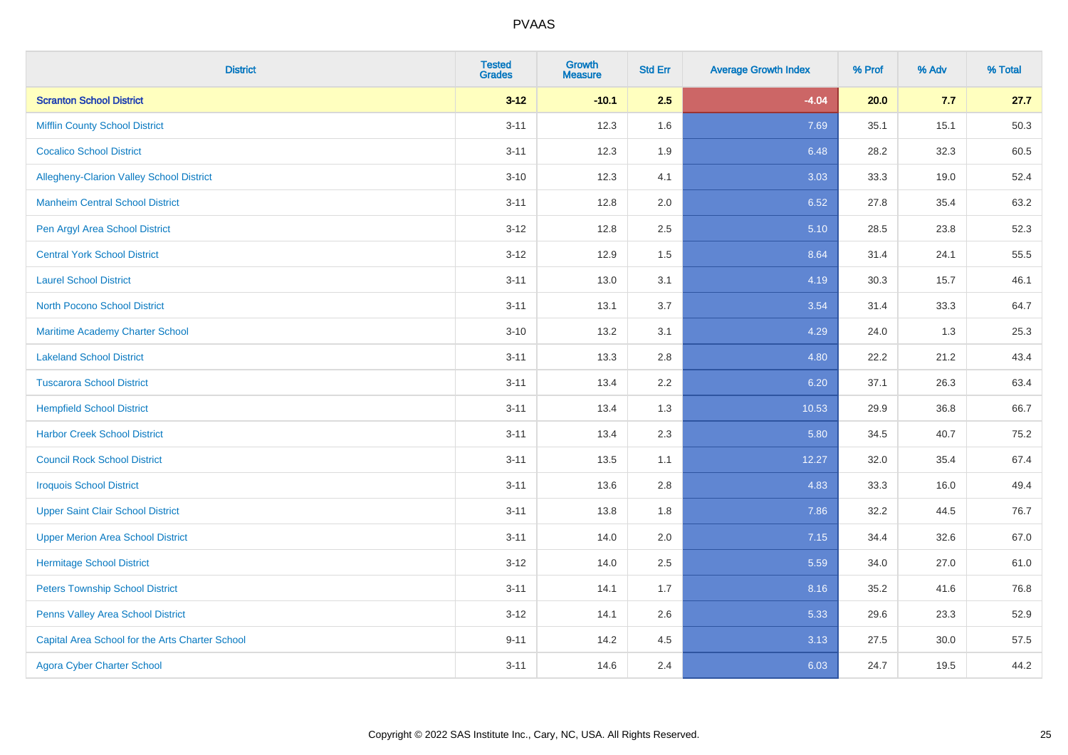| District | Tested Grades | Growth Measure | Std Err | Average Growth Index | % Prof | % Adv | % Total |
|---|---|---|---|---|---|---|---|
| **Scranton School District** | **3-12** | **-10.1** | **2.5** | **-4.04** | **20.0** | **7.7** | **27.7** |
| Mifflin County School District | 3-11 | 12.3 | 1.6 | 7.69 | 35.1 | 15.1 | 50.3 |
| Cocalico School District | 3-11 | 12.3 | 1.9 | 6.48 | 28.2 | 32.3 | 60.5 |
| Allegheny-Clarion Valley School District | 3-10 | 12.3 | 4.1 | 3.03 | 33.3 | 19.0 | 52.4 |
| Manheim Central School District | 3-11 | 12.8 | 2.0 | 6.52 | 27.8 | 35.4 | 63.2 |
| Pen Argyl Area School District | 3-12 | 12.8 | 2.5 | 5.10 | 28.5 | 23.8 | 52.3 |
| Central York School District | 3-12 | 12.9 | 1.5 | 8.64 | 31.4 | 24.1 | 55.5 |
| Laurel School District | 3-11 | 13.0 | 3.1 | 4.19 | 30.3 | 15.7 | 46.1 |
| North Pocono School District | 3-11 | 13.1 | 3.7 | 3.54 | 31.4 | 33.3 | 64.7 |
| Maritime Academy Charter School | 3-10 | 13.2 | 3.1 | 4.29 | 24.0 | 1.3 | 25.3 |
| Lakeland School District | 3-11 | 13.3 | 2.8 | 4.80 | 22.2 | 21.2 | 43.4 |
| Tuscarora School District | 3-11 | 13.4 | 2.2 | 6.20 | 37.1 | 26.3 | 63.4 |
| Hempfield School District | 3-11 | 13.4 | 1.3 | 10.53 | 29.9 | 36.8 | 66.7 |
| Harbor Creek School District | 3-11 | 13.4 | 2.3 | 5.80 | 34.5 | 40.7 | 75.2 |
| Council Rock School District | 3-11 | 13.5 | 1.1 | 12.27 | 32.0 | 35.4 | 67.4 |
| Iroquois School District | 3-11 | 13.6 | 2.8 | 4.83 | 33.3 | 16.0 | 49.4 |
| Upper Saint Clair School District | 3-11 | 13.8 | 1.8 | 7.86 | 32.2 | 44.5 | 76.7 |
| Upper Merion Area School District | 3-11 | 14.0 | 2.0 | 7.15 | 34.4 | 32.6 | 67.0 |
| Hermitage School District | 3-12 | 14.0 | 2.5 | 5.59 | 34.0 | 27.0 | 61.0 |
| Peters Township School District | 3-11 | 14.1 | 1.7 | 8.16 | 35.2 | 41.6 | 76.8 |
| Penns Valley Area School District | 3-12 | 14.1 | 2.6 | 5.33 | 29.6 | 23.3 | 52.9 |
| Capital Area School for the Arts Charter School | 9-11 | 14.2 | 4.5 | 3.13 | 27.5 | 30.0 | 57.5 |
| Agora Cyber Charter School | 3-11 | 14.6 | 2.4 | 6.03 | 24.7 | 19.5 | 44.2 |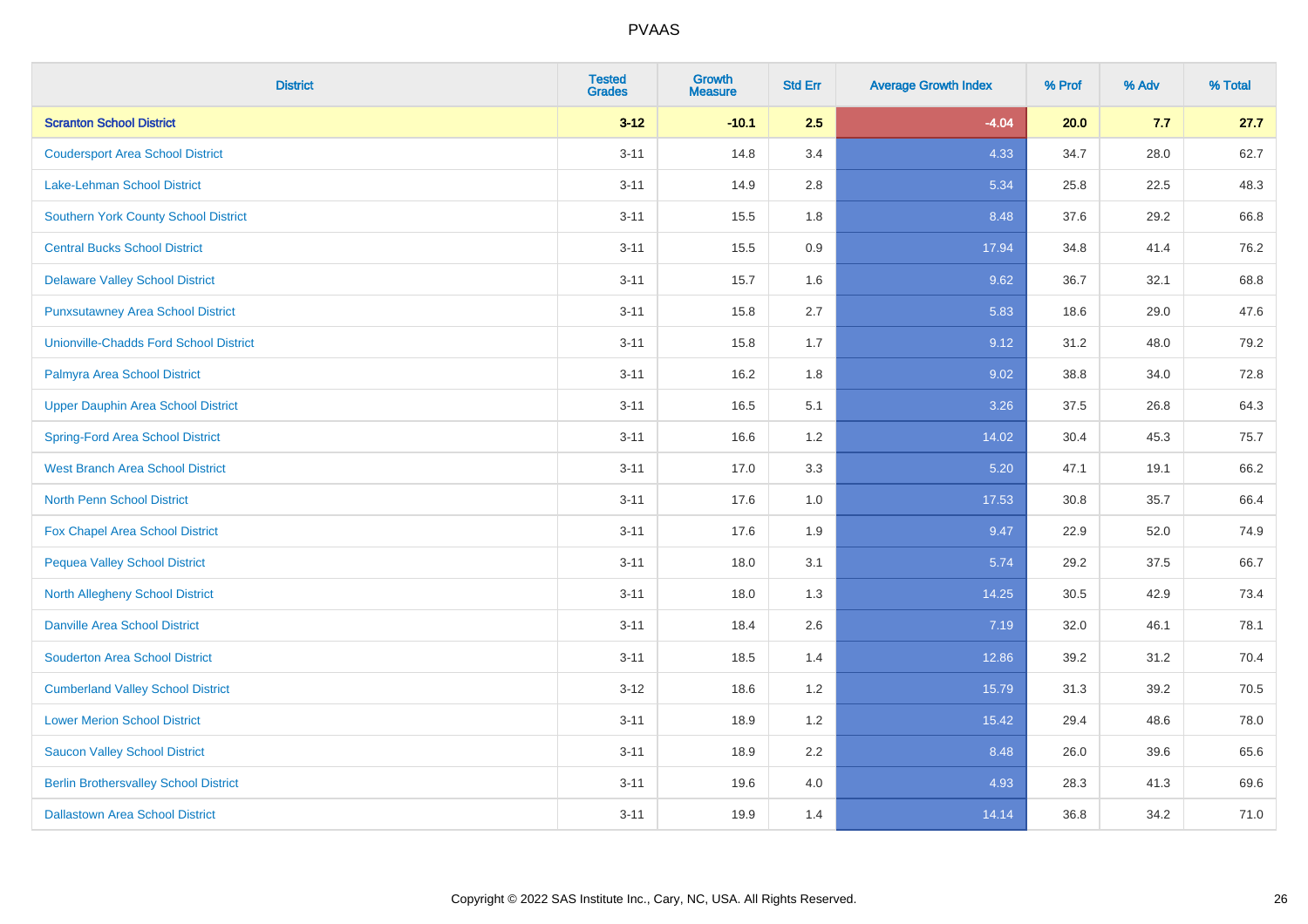| District | Tested Grades | Growth Measure | Std Err | Average Growth Index | % Prof | % Adv | % Total |
|---|---|---|---|---|---|---|---|
| **Scranton School District** | **3-12** | **-10.1** | **2.5** | **-4.04** | **20.0** | **7.7** | **27.7** |
| Coudersport Area School District | 3-11 | 14.8 | 3.4 | 4.33 | 34.7 | 28.0 | 62.7 |
| Lake-Lehman School District | 3-11 | 14.9 | 2.8 | 5.34 | 25.8 | 22.5 | 48.3 |
| Southern York County School District | 3-11 | 15.5 | 1.8 | 8.48 | 37.6 | 29.2 | 66.8 |
| Central Bucks School District | 3-11 | 15.5 | 0.9 | 17.94 | 34.8 | 41.4 | 76.2 |
| Delaware Valley School District | 3-11 | 15.7 | 1.6 | 9.62 | 36.7 | 32.1 | 68.8 |
| Punxsutawney Area School District | 3-11 | 15.8 | 2.7 | 5.83 | 18.6 | 29.0 | 47.6 |
| Unionville-Chadds Ford School District | 3-11 | 15.8 | 1.7 | 9.12 | 31.2 | 48.0 | 79.2 |
| Palmyra Area School District | 3-11 | 16.2 | 1.8 | 9.02 | 38.8 | 34.0 | 72.8 |
| Upper Dauphin Area School District | 3-11 | 16.5 | 5.1 | 3.26 | 37.5 | 26.8 | 64.3 |
| Spring-Ford Area School District | 3-11 | 16.6 | 1.2 | 14.02 | 30.4 | 45.3 | 75.7 |
| West Branch Area School District | 3-11 | 17.0 | 3.3 | 5.20 | 47.1 | 19.1 | 66.2 |
| North Penn School District | 3-11 | 17.6 | 1.0 | 17.53 | 30.8 | 35.7 | 66.4 |
| Fox Chapel Area School District | 3-11 | 17.6 | 1.9 | 9.47 | 22.9 | 52.0 | 74.9 |
| Pequea Valley School District | 3-11 | 18.0 | 3.1 | 5.74 | 29.2 | 37.5 | 66.7 |
| North Allegheny School District | 3-11 | 18.0 | 1.3 | 14.25 | 30.5 | 42.9 | 73.4 |
| Danville Area School District | 3-11 | 18.4 | 2.6 | 7.19 | 32.0 | 46.1 | 78.1 |
| Souderton Area School District | 3-11 | 18.5 | 1.4 | 12.86 | 39.2 | 31.2 | 70.4 |
| Cumberland Valley School District | 3-12 | 18.6 | 1.2 | 15.79 | 31.3 | 39.2 | 70.5 |
| Lower Merion School District | 3-11 | 18.9 | 1.2 | 15.42 | 29.4 | 48.6 | 78.0 |
| Saucon Valley School District | 3-11 | 18.9 | 2.2 | 8.48 | 26.0 | 39.6 | 65.6 |
| Berlin Brothersvalley School District | 3-11 | 19.6 | 4.0 | 4.93 | 28.3 | 41.3 | 69.6 |
| Dallastown Area School District | 3-11 | 19.9 | 1.4 | 14.14 | 36.8 | 34.2 | 71.0 |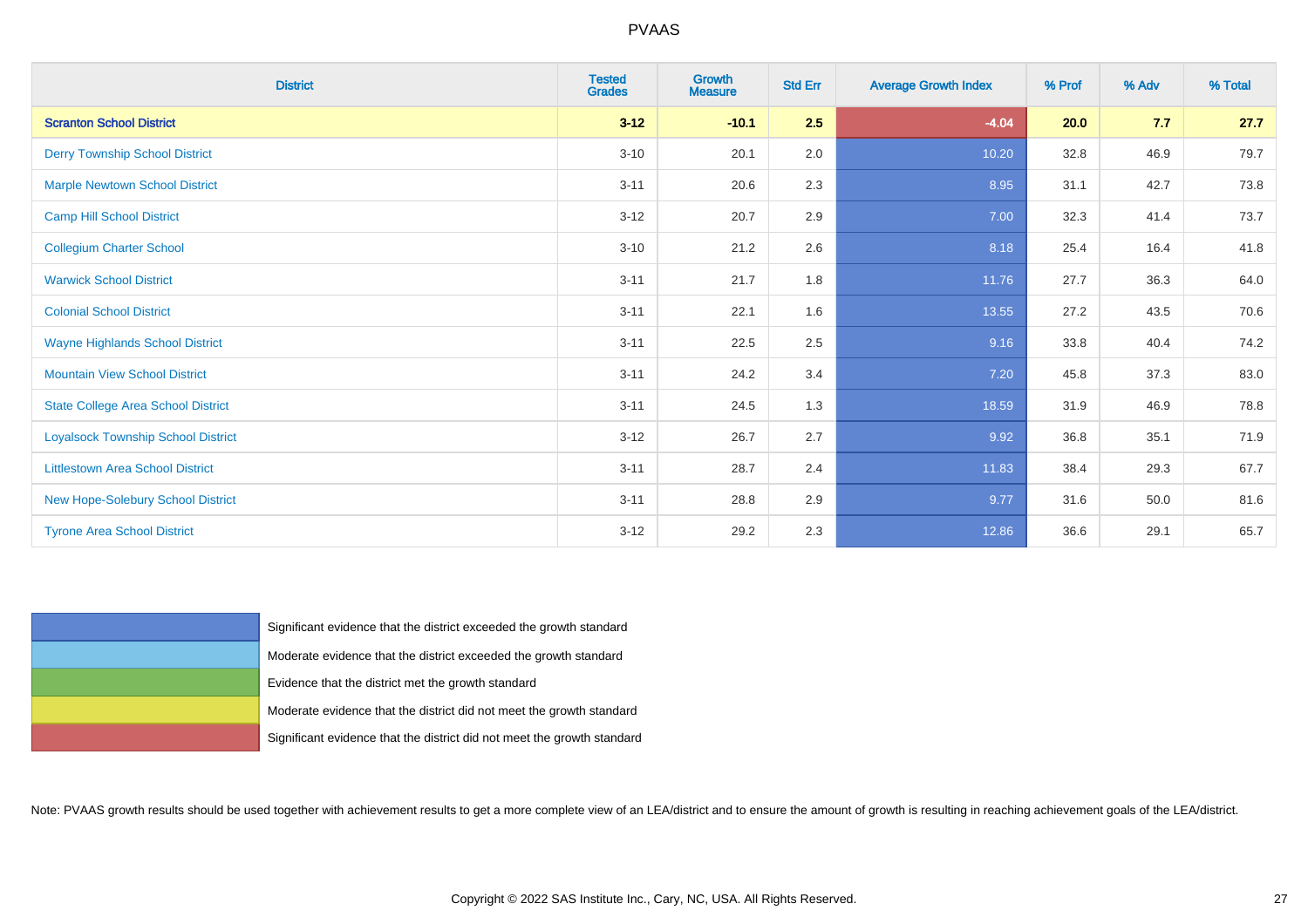PVAAS

| District | Tested Grades | Growth Measure | Std Err | Average Growth Index | % Prof | % Adv | % Total |
|---|---|---|---|---|---|---|---|
| **Scranton School District** | **3-12** | **-10.1** | **2.5** | **-4.04** | **20.0** | **7.7** | **27.7** |
| Derry Township School District | 3-10 | 20.1 | 2.0 | 10.20 | 32.8 | 46.9 | 79.7 |
| Marple Newtown School District | 3-11 | 20.6 | 2.3 | 8.95 | 31.1 | 42.7 | 73.8 |
| Camp Hill School District | 3-12 | 20.7 | 2.9 | 7.00 | 32.3 | 41.4 | 73.7 |
| Collegium Charter School | 3-10 | 21.2 | 2.6 | 8.18 | 25.4 | 16.4 | 41.8 |
| Warwick School District | 3-11 | 21.7 | 1.8 | 11.76 | 27.7 | 36.3 | 64.0 |
| Colonial School District | 3-11 | 22.1 | 1.6 | 13.55 | 27.2 | 43.5 | 70.6 |
| Wayne Highlands School District | 3-11 | 22.5 | 2.5 | 9.16 | 33.8 | 40.4 | 74.2 |
| Mountain View School District | 3-11 | 24.2 | 3.4 | 7.20 | 45.8 | 37.3 | 83.0 |
| State College Area School District | 3-11 | 24.5 | 1.3 | 18.59 | 31.9 | 46.9 | 78.8 |
| Loyalsock Township School District | 3-12 | 26.7 | 2.7 | 9.92 | 36.8 | 35.1 | 71.9 |
| Littlestown Area School District | 3-11 | 28.7 | 2.4 | 11.83 | 38.4 | 29.3 | 67.7 |
| New Hope-Solebury School District | 3-11 | 28.8 | 2.9 | 9.77 | 31.6 | 50.0 | 81.6 |
| Tyrone Area School District | 3-12 | 29.2 | 2.3 | 12.86 | 36.6 | 29.1 | 65.7 |

Significant evidence that the district exceeded the growth standard

Moderate evidence that the district exceeded the growth standard

Evidence that the district met the growth standard

Moderate evidence that the district did not meet the growth standard

Significant evidence that the district did not meet the growth standard

Note: PVAAS growth results should be used together with achievement results to get a more complete view of an LEA/district and to ensure the amount of growth is resulting in reaching achievement goals of the LEA/district.

Copyright © 2022 SAS Institute Inc., Cary, NC, USA. All Rights Reserved.